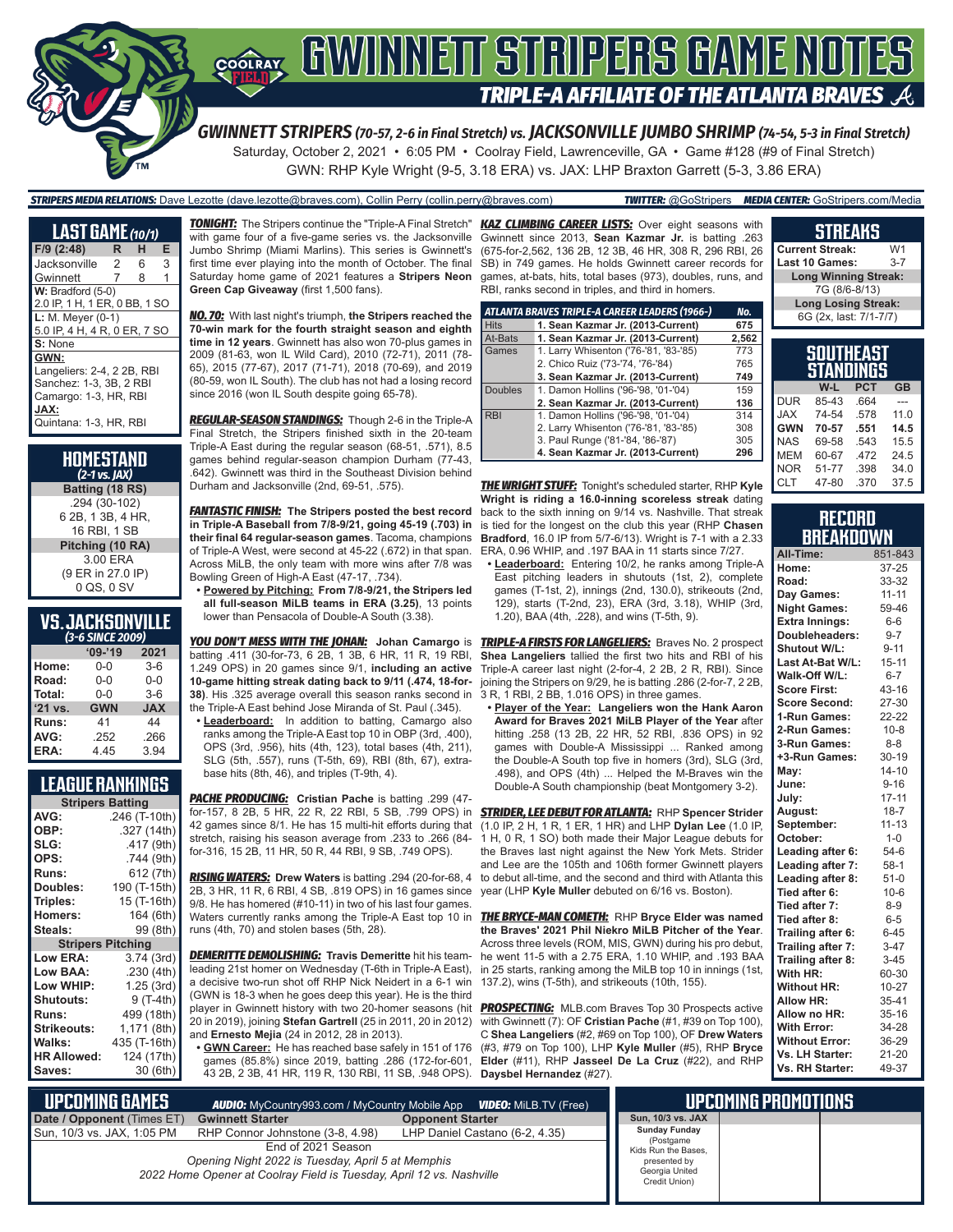# GWINNETT STRIPERS GAME NOTES

## TRIPLE-A AFFILIATE OF THE ATLANTA BRAVES

**GWINNETT STRIPERS (70-57, 2-6 in Final Stretch) vs. JACKSONVILLE JUMBO SHRIMP (74-54, 5-3 in Final Stretch)**

Saturday, October 2, 2021 • 6:05 PM • Coolray Field, Lawrenceville, GA • Game #128 (#9 of Final Stretch)

GWN: RHP Kyle Wright (9-5, 3.18 ERA) vs. JAX: LHP Braxton Garrett (5-3, 3.86 ERA)

**STRIPERS MEDIA RELATIONS:** Dave Lezotte (dave.lezotte@braves.com), Collin Perry (collin.perry@braves.com) **TWITTER:** @GoStripers **MEDIA CENTER:** GoStripers.com/Media

## LAST GAME (10/1)

| F/9 (2:48) | R | H | E |
|---|---|---|---|
| Jacksonville | 2 | 6 | 3 |
| Gwinnett | 7 | 8 | 1 |

**W:** Bradford (5-0)
2.0 IP, 1 H, 1 ER, 0 BB, 1 SO

**L:** M. Meyer (0-1)
5.0 IP, 4 H, 4 R, 0 ER, 7 SO

**S:** None

**GWN:**
Langeliers: 2-4, 2 2B, RBI
Sanchez: 1-3, 3B, 2 RBI
Camargo: 1-3, HR, RBI

**JAX:**
Quintana: 1-3, HR, RBI

## HOMESTAND
*(2-1 vs. JAX)*

**Batting (18 RS)**
.294 (30-102)
6 2B, 1 3B, 4 HR,
16 RBI, 1 SB

**Pitching (10 RA)**
3.00 ERA
(9 ER in 27.0 IP)
0 QS, 0 SV

## VS. JACKSONVILLE
*(3-6 SINCE 2009)*

| | '09-'19 | 2021 |
|---|---|---|
| Home: | 0-0 | 3-6 |
| Road: | 0-0 | 0-0 |
| Total: | 0-0 | 3-6 |
| '21 vs. | GWN | JAX |
| Runs: | 41 | 44 |
| AVG: | .252 | .266 |
| ERA: | 4.45 | 3.94 |

## LEAGUE RANKINGS

| Stripers Batting | |
|---|---|
| AVG: | .246 (T-10th) |
| OBP: | .327 (14th) |
| SLG: | .417 (9th) |
| OPS: | .744 (9th) |
| Runs: | 612 (7th) |
| Doubles: | 190 (T-15th) |
| Triples: | 15 (T-16th) |
| Homers: | 164 (6th) |
| Steals: | 99 (8th) |
| **Stripers Pitching** | |
| Low ERA: | 3.74 (3rd) |
| Low BAA: | .230 (4th) |
| Low WHIP: | 1.25 (3rd) |
| Shutouts: | 9 (T-4th) |
| Runs: | 499 (18th) |
| Strikeouts: | 1,171 (8th) |
| Walks: | 435 (T-16th) |
| HR Allowed: | 124 (17th) |
| Saves: | 30 (6th) |

**TONIGHT:** The Stripers continue the "Triple-A Final Stretch" with game four of a five-game series vs. the Jacksonville Jumbo Shrimp (Miami Marlins). This series is Gwinnett's first time ever playing into the month of October. The final Saturday home game of 2021 features a **Stripers Neon Green Cap Giveaway** (first 1,500 fans).

**NO. 70:** With last night's triumph, **the Stripers reached the 70-win mark for the fourth straight season and eighth time in 12 years**. Gwinnett has also won 70-plus games in 2009 (81-63, won IL Wild Card), 2010 (72-71), 2011 (78-65), 2015 (77-67), 2017 (71-71), 2018 (70-69), and 2019 (80-59, won IL South). The club has not had a losing record since 2016 (won IL South despite going 65-78).

**REGULAR-SEASON STANDINGS:** Though 2-6 in the Triple-A Final Stretch, the Stripers finished sixth in the 20-team Triple-A East during the regular season (68-51, .571), 8.5 games behind regular-season champion Durham (77-43, .642). Gwinnett was third in the Southeast Division behind Durham and Jacksonville (2nd, 69-51, .575).

**FANTASTIC FINISH:** **The Stripers posted the best record in Triple-A Baseball from 7/8-9/21, going 45-19 (.703) in their final 64 regular-season games**. Tacoma, champions of Triple-A West, were second at 45-22 (.672) in that span. Across MiLB, the only team with more wins after 7/8 was Bowling Green of High-A East (47-17, .734).

- **Powered by Pitching: From 7/8-9/21, the Stripers led all full-season MiLB teams in ERA (3.25)**, 13 points lower than Pensacola of Double-A South (3.38).

**YOU DON'T MESS WITH THE JOHAN:** **Johan Camargo** is batting .411 (30-for-73, 6 2B, 1 3B, 6 HR, 11 R, 19 RBI, 1.249 OPS) in 20 games since 9/1, **including an active 10-game hitting streak dating back to 9/11 (.474, 18-for-38)**. His .325 average overall this season ranks second in the Triple-A East behind Jose Miranda of St. Paul (.345).

- **Leaderboard:** In addition to batting, Camargo also ranks among the Triple-A East top 10 in OBP (3rd, .400), OPS (3rd, .956), hits (4th, 123), total bases (4th, 211), SLG (5th, .557), runs (T-5th, 69), RBI (8th, 67), extra-base hits (8th, 46), and triples (T-9th, 4).

**PACHE PRODUCING:** **Cristian Pache** is batting .299 (47-for-157, 8 2B, 5 HR, 22 R, 22 RBI, 5 SB, .799 OPS) in 42 games since 8/1. He has 15 multi-hit efforts during that stretch, raising his season average from .233 to .266 (84-for-316, 15 2B, 11 HR, 50 R, 44 RBI, 9 SB, .749 OPS).

**RISING WATERS:** **Drew Waters** is batting .294 (20-for-68, 4 2B, 3 HR, 11 R, 6 RBI, 4 SB, .819 OPS) in 16 games since 9/8. He has homered (#10-11) in two of his last four games. Waters currently ranks among the Triple-A East top 10 in runs (4th, 70) and stolen bases (5th, 28).

**DEMERITTE DEMOLISHING:** **Travis Demeritte** hit his team-leading 21st homer on Wednesday (T-6th in Triple-A East), a decisive two-run shot off RHP Nick Neidert in a 6-1 win (GWN is 18-3 when he goes deep this year). He is the third player in Gwinnett history with two 20-homer seasons (hit 20 in 2019), joining **Stefan Gartrell** (25 in 2011, 20 in 2012) and **Ernesto Mejia** (24 in 2012, 28 in 2013).

- **GWN Career:** He has reached base safely in 151 of 176 games (85.8%) since 2019, batting .286 (172-for-601, 43 2B, 2 3B, 41 HR, 119 R, 130 RBI, 11 SB, .948 OPS).

**KAZ CLIMBING CAREER LISTS:** Over eight seasons with Gwinnett since 2013, **Sean Kazmar Jr.** is batting .263 (675-for-2,562, 136 2B, 12 3B, 46 HR, 308 R, 296 RBI, 26 SB) in 749 games. He holds Gwinnett career records for games, at-bats, hits, total bases (973), doubles, runs, and RBI, ranks second in triples, and third in homers.

| ATLANTA BRAVES TRIPLE-A CAREER LEADERS (1966-) | | No. |
|---|---|---|
| Hits | **1. Sean Kazmar Jr. (2013-Current)** | 675 |
| At-Bats | **1. Sean Kazmar Jr. (2013-Current)** | 2,562 |
| Games | 1. Larry Whisenton ('76-'81, '83-'85) | 773 |
| | 2. Chico Ruiz ('73-'74, '76-'84) | 765 |
| | **3. Sean Kazmar Jr. (2013-Current)** | 749 |
| Doubles | 1. Damon Hollins ('96-'98, '01-'04) | 159 |
| | **2. Sean Kazmar Jr. (2013-Current)** | 136 |
| RBI | 1. Damon Hollins ('96-'98, '01-'04) | 314 |
| | 2. Larry Whisenton ('76-'81, '83-'85) | 308 |
| | 3. Paul Runge ('81-'84, '86-'87) | 305 |
| | **4. Sean Kazmar Jr. (2013-Current)** | 296 |

**THE WRIGHT STUFF:** Tonight's scheduled starter, RHP **Kyle Wright** is **riding a 16.0-inning scoreless streak** dating back to the sixth inning on 9/14 vs. Nashville. That streak is tied for the longest on the club this year (RHP **Chasen Bradford**, 16.0 IP from 5/7-6/13). Wright is 7-1 with a 2.33 ERA, 0.96 WHIP, and .197 BAA in 11 starts since 7/27.

- **Leaderboard:** Entering 10/2, he ranks among Triple-A East pitching leaders in shutouts (1st, 2), complete games (T-1st, 2), innings (2nd, 130.0), strikeouts (2nd, 129), starts (T-2nd, 23), ERA (3rd, 3.18), WHIP (3rd, 1.20), BAA (4th, .228), and wins (T-5th, 9).

**TRIPLE-A FIRSTS FOR LANGELIERS:** Braves No. 2 prospect **Shea Langeliers** tallied the first two hits and RBI of his Triple-A career last night (2-for-4, 2 2B, 2 R, RBI). Since joining the Stripers on 9/29, he is batting .286 (2-for-7, 2 2B, 3 R, 1 RBI, 2 BB, 1.016 OPS) in three games.

- **Player of the Year:** Langeliers won the Hank Aaron Award for Braves 2021 MiLB Player of the Year after hitting .258 (13 2B, 22 HR, 52 RBI, .836 OPS) in 92 games with Double-A Mississippi ... Ranked among the Double-A South top five in homers (3rd), SLG (3rd, .498), and OPS (4th) ... Helped the M-Braves win the Double-A South championship (beat Montgomery 3-2).

**STRIDER, LEE DEBUT FOR ATLANTA:** RHP **Spencer Strider** (1.0 IP, 2 H, 1 R, 1 ER, 1 HR) and LHP **Dylan Lee** (1.0 IP, 1 H, 0 R, 1 SO) both made their Major League debuts for the Braves last night against the New York Mets. Strider and Lee are the 105th and 106th former Gwinnett players to debut all-time, and the second and third with Atlanta this year (LHP **Kyle Muller** debuted on 6/16 vs. Boston).

**THE BRYCE-MAN COMETH:** RHP **Bryce Elder was named the Braves' 2021 Phil Niekro MiLB Pitcher of the Year**. Across three levels (ROM, MIS, GWN) during his pro debut, he went 11-5 with a 2.75 ERA, 1.10 WHIP, and .193 BAA in 25 starts, ranking among the MiLB top 10 in innings (1st, 137.2), wins (T-5th), and strikeouts (10th, 155).

**PROSPECTING:** MLB.com Braves Top 30 Prospects active with Gwinnett (7): OF **Cristian Pache** (#1, #39 on Top 100), C **Shea Langeliers** (#2, #69 on Top 100), OF **Drew Waters** (#3, #79 on Top 100), LHP **Kyle Muller** (#5), RHP **Bryce Elder** (#11), RHP **Jasseel De La Cruz** (#22), and RHP **Daysbel Hernandez** (#27).

## STREAKS

| | |
|---|---|
| Current Streak: | W1 |
| Last 10 Games: | 3-7 |
| **Long Winning Streak:** | |
| 7G (8/6-8/13) | |
| **Long Losing Streak:** | |
| 6G (2x, last: 7/1-7/7) | |

## SOUTHEAST STANDINGS

| | W-L | PCT | GB |
|---|---|---|---|
| DUR | 85-43 | .664 | --- |
| JAX | 74-54 | .578 | 11.0 |
| **GWN** | **70-57** | **.551** | **14.5** |
| NAS | 69-58 | .543 | 15.5 |
| MEM | 60-67 | .472 | 24.5 |
| NOR | 51-77 | .398 | 34.0 |
| CLT | 47-80 | .370 | 37.5 |

## RECORD BREAKDOWN

| | |
|---|---|
| All-Time: | 851-843 |
| Home: | 37-25 |
| Road: | 33-32 |
| Day Games: | 11-11 |
| Night Games: | 59-46 |
| Extra Innings: | 6-6 |
| Doubleheaders: | 9-7 |
| Shutout W/L: | 9-11 |
| Last At-Bat W/L: | 15-11 |
| Walk-Off W/L: | 6-7 |
| Score First: | 43-16 |
| Score Second: | 27-30 |
| 1-Run Games: | 22-22 |
| 2-Run Games: | 10-8 |
| 3-Run Games: | 8-8 |
| +3-Run Games: | 30-19 |
| May: | 14-10 |
| June: | 9-16 |
| July: | 17-11 |
| August: | 18-7 |
| September: | 11-13 |
| October: | 1-0 |
| Leading after 6: | 54-6 |
| Leading after 7: | 58-1 |
| Leading after 8: | 51-0 |
| Tied after 6: | 10-6 |
| Tied after 7: | 8-9 |
| Tied after 8: | 6-5 |
| Trailing after 6: | 6-45 |
| Trailing after 7: | 3-47 |
| Trailing after 8: | 3-45 |
| With HR: | 60-30 |
| Without HR: | 10-27 |
| Allow HR: | 35-41 |
| Allow no HR: | 35-16 |
| With Error: | 34-28 |
| Without Error: | 36-29 |
| Vs. LH Starter: | 21-20 |
| Vs. RH Starter: | 49-37 |

## UPCOMING GAMES

**AUDIO:** MyCountry993.com / MyCountry Mobile App **VIDEO:** MiLB.TV (Free)

| Date / Opponent (Times ET) | Gwinnett Starter | Opponent Starter |
|---|---|---|
| Sun, 10/3 vs. JAX, 1:05 PM | RHP Connor Johnstone (3-8, 4.98) | LHP Daniel Castano (6-2, 4.35) |

End of 2021 Season
*Opening Night 2022 is Tuesday, April 5 at Memphis*
*2022 Home Opener at Coolray Field is Tuesday, April 12 vs. Nashville*

## UPCOMING PROMOTIONS

| Sun, 10/3 vs. JAX |
|---|
| **Sunday Funday** (Postgame Kids Run the Bases, presented by Georgia United Credit Union) |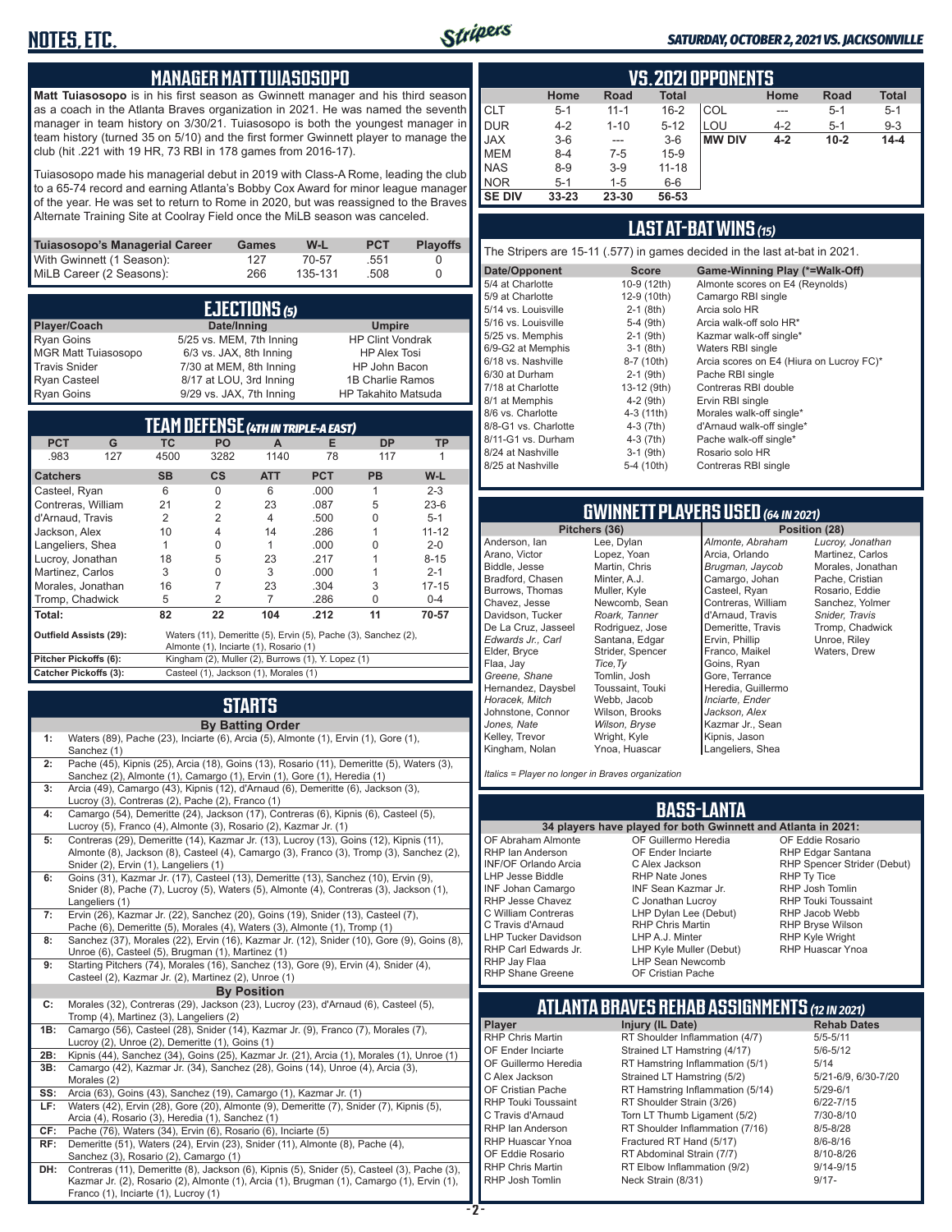# NOTES, ETC.

*SATURDAY, OCTOBER 2, 2021 VS. JACKSONVILLE*

## MANAGER MATT TUIASOSOPO

**Matt Tuiasosopo** is in his first season as Gwinnett manager and his third season as a coach in the Atlanta Braves organization in 2021. He was named the seventh manager in team history on 3/30/21. Tuiasosopo is both the youngest manager in team history (turned 35 on 5/10) and the first former Gwinnett player to manage the club (hit .221 with 19 HR, 73 RBI in 178 games from 2016-17).

Tuiasosopo made his managerial debut in 2019 with Class-A Rome, leading the club to a 65-74 record and earning Atlanta's Bobby Cox Award for minor league manager of the year. He was set to return to Rome in 2020, but was reassigned to the Braves Alternate Training Site at Coolray Field once the MiLB season was canceled.

| Tuiasosopo's Managerial Career | Games | W-L | PCT | Playoffs |
|---|---|---|---|---|
| With Gwinnett (1 Season): | 127 | 70-57 | .551 | 0 |
| MiLB Career (2 Seasons): | 266 | 135-131 | .508 | 0 |

## EJECTIONS (5)

| Player/Coach | Date/Inning | Umpire |
|---|---|---|
| Ryan Goins | 5/25 vs. MEM, 7th Inning | HP Clint Vondrak |
| MGR Matt Tuiasosopo | 6/3 vs. JAX, 8th Inning | HP Alex Tosi |
| Travis Snider | 7/30 at MEM, 8th Inning | HP John Bacon |
| Ryan Casteel | 8/17 at LOU, 3rd Inning | 1B Charlie Ramos |
| Ryan Goins | 9/29 vs. JAX, 7th Inning | HP Takahito Matsuda |

## TEAM DEFENSE (4TH IN TRIPLE-A EAST)

| PCT | G | TC | PO | A | E | DP | TP |
|---|---|---|---|---|---|---|---|
| .983 | 127 | 4500 | 3282 | 1140 | 78 | 117 | 1 |

| Catchers | SB | CS | ATT | PCT | PB | W-L |
|---|---|---|---|---|---|---|
| Casteel, Ryan | 6 | 0 | 6 | .000 | 1 | 2-3 |
| Contreras, William | 21 | 2 | 23 | .087 | 5 | 23-6 |
| d'Arnaud, Travis | 2 | 2 | 4 | .500 | 0 | 5-1 |
| Jackson, Alex | 10 | 4 | 14 | .286 | 1 | 11-12 |
| Langeliers, Shea | 1 | 0 | 1 | .000 | 0 | 2-0 |
| Lucroy, Jonathan | 18 | 5 | 23 | .217 | 1 | 8-15 |
| Martinez, Carlos | 3 | 0 | 3 | .000 | 1 | 2-1 |
| Morales, Jonathan | 16 | 7 | 23 | .304 | 3 | 17-15 |
| Tromp, Chadwick | 5 | 2 | 7 | .286 | 0 | 0-4 |
| **Total:** | 82 | 22 | 104 | .212 | 11 | 70-57 |

**Outfield Assists (29):** Waters (11), Demeritte (5), Ervin (5), Pache (3), Sanchez (2), Almonte (1), Inciarte (1), Rosario (1)

**Pitcher Pickoffs (6):** Kingham (2), Muller (2), Burrows (1), Y. Lopez (1)

**Catcher Pickoffs (3):** Casteel (1), Jackson (1), Morales (1)

## STARTS

### By Batting Order

| | |
|---|---|
| 1: | Waters (89), Pache (23), Inciarte (6), Arcia (5), Almonte (1), Ervin (1), Gore (1), Sanchez (1) |
| 2: | Pache (45), Kipnis (25), Arcia (18), Goins (13), Rosario (11), Demeritte (5), Waters (3), Sanchez (2), Almonte (1), Camargo (1), Ervin (1), Gore (1), Heredia (1) |
| 3: | Arcia (49), Camargo (43), Kipnis (12), d'Arnaud (6), Demeritte (6), Jackson (3), Lucroy (3), Contreras (2), Pache (2), Franco (1) |
| 4: | Camargo (54), Demeritte (24), Jackson (17), Contreras (6), Kipnis (6), Casteel (5), Lucroy (5), Franco (4), Almonte (3), Rosario (2), Kazmar Jr. (1) |
| 5: | Contreras (29), Demeritte (14), Kazmar Jr. (13), Lucroy (13), Goins (12), Kipnis (11), Almonte (8), Jackson (8), Casteel (4), Camargo (3), Franco (3), Tromp (3), Sanchez (2), Snider (2), Ervin (1), Langeliers (1) |
| 6: | Goins (31), Kazmar Jr. (17), Casteel (13), Demeritte (13), Sanchez (10), Ervin (9), Snider (8), Pache (7), Lucroy (5), Waters (5), Almonte (4), Contreras (3), Jackson (1), Langeliers (1) |
| 7: | Ervin (26), Kazmar Jr. (22), Sanchez (20), Goins (19), Snider (13), Casteel (7), Pache (6), Demeritte (5), Morales (4), Waters (3), Almonte (1), Tromp (1) |
| 8: | Sanchez (37), Morales (22), Ervin (16), Kazmar Jr. (12), Snider (10), Gore (9), Goins (8), Unroe (6), Casteel (5), Brugman (1), Martinez (1) |
| 9: | Starting Pitchers (74), Morales (16), Sanchez (13), Gore (9), Ervin (4), Snider (4), Casteel (2), Kazmar Jr. (2), Martinez (2), Unroe (1) |

### By Position

| | |
|---|---|
| C: | Morales (32), Contreras (29), Jackson (23), Lucroy (23), d'Arnaud (6), Casteel (5), Tromp (4), Martinez (3), Langeliers (2) |
| 1B: | Camargo (56), Casteel (28), Snider (14), Kazmar Jr. (9), Franco (7), Morales (7), Lucroy (2), Unroe (2), Demeritte (1), Goins (1) |
| 2B: | Kipnis (44), Sanchez (34), Goins (25), Kazmar Jr. (21), Arcia (1), Morales (1), Unroe (1) |
| 3B: | Camargo (42), Kazmar Jr. (34), Sanchez (28), Goins (14), Unroe (4), Arcia (3), Morales (2) |
| SS: | Arcia (63), Goins (43), Sanchez (19), Camargo (1), Kazmar Jr. (1) |
| LF: | Waters (42), Ervin (28), Gore (20), Almonte (9), Demeritte (9), Snider (7), Kipnis (5), Arcia (4), Rosario (3), Heredia (1), Sanchez (1) |
| CF: | Pache (76), Waters (34), Ervin (6), Rosario (6), Inciarte (5) |
| RF: | Demeritte (51), Waters (24), Ervin (23), Snider (11), Almonte (8), Pache (4), Sanchez (3), Rosario (2), Camargo (1) |
| DH: | Contreras (11), Demeritte (8), Jackson (6), Kipnis (5), Snider (5), Casteel (3), Pache (3), Kazmar Jr. (2), Rosario (2), Almonte (1), Arcia (1), Brugman (1), Camargo (1), Ervin (1), Franco (1), Inciarte (1), Lucroy (1) |

## VS. 2021 OPPONENTS

| | Home | Road | Total | | Home | Road | Total |
|---|---|---|---|---|---|---|---|
| CLT | 5-1 | 11-1 | 16-2 | COL | --- | 5-1 | 5-1 |
| DUR | 4-2 | 1-10 | 5-12 | LOU | 4-2 | 5-1 | 9-3 |
| JAX | 3-6 | --- | 3-6 | **MW DIV** | **4-2** | **10-2** | **14-4** |
| MEM | 8-4 | 7-5 | 15-9 | | | | |
| NAS | 8-9 | 3-9 | 11-18 | | | | |
| NOR | 5-1 | 1-5 | 6-6 | | | | |
| **SE DIV** | **33-23** | **23-30** | **56-53** | | | | |

## LAST AT-BAT WINS (15)

The Stripers are 15-11 (.577) in games decided in the last at-bat in 2021.

| Date/Opponent | Score | Game-Winning Play (*=Walk-Off) |
|---|---|---|
| 5/4 at Charlotte | 10-9 (12th) | Almonte scores on E4 (Reynolds) |
| 5/9 at Charlotte | 12-9 (10th) | Camargo RBI single |
| 5/14 vs. Louisville | 2-1 (8th) | Arcia solo HR |
| 5/16 vs. Louisville | 5-4 (9th) | Arcia walk-off solo HR* |
| 5/25 vs. Memphis | 2-1 (9th) | Kazmar walk-off single* |
| 6/9-G2 at Memphis | 3-1 (8th) | Waters RBI single |
| 6/18 vs. Nashville | 8-7 (10th) | Arcia scores on E4 (Hiura on Lucroy FC)* |
| 6/30 at Durham | 2-1 (9th) | Pache RBI single |
| 7/18 at Charlotte | 13-12 (9th) | Contreras RBI double |
| 8/1 at Memphis | 4-2 (9th) | Ervin RBI single |
| 8/6 vs. Charlotte | 4-3 (11th) | Morales walk-off single* |
| 8/8-G1 vs. Charlotte | 4-3 (7th) | d'Arnaud walk-off single* |
| 8/11-G1 vs. Durham | 4-3 (7th) | Pache walk-off single* |
| 8/24 at Nashville | 3-1 (9th) | Rosario solo HR |
| 8/25 at Nashville | 5-4 (10th) | Contreras RBI single |

## GWINNETT PLAYERS USED (64 IN 2021)

| Pitchers (36) | | Position (28) | |
|---|---|---|---|
| Anderson, Ian | Lee, Dylan | *Almonte, Abraham* | *Lucroy, Jonathan* |
| Arano, Victor | Lopez, Yoan | Arcia, Orlando | Martinez, Carlos |
| Biddle, Jesse | Martin, Chris | *Brugman, Jaycob* | Morales, Jonathan |
| Bradford, Chasen | Minter, A.J. | Camargo, Johan | Pache, Cristian |
| Burrows, Thomas | Muller, Kyle | Casteel, Ryan | Rosario, Eddie |
| Chavez, Jesse | Newcomb, Sean | Contreras, William | Sanchez, Yolmer |
| Davidson, Tucker | *Roark, Tanner* | d'Arnaud, Travis | *Snider, Travis* |
| De La Cruz, Jasseel | Rodriguez, Jose | Demeritte, Travis | Tromp, Chadwick |
| *Edwards Jr., Carl* | Santana, Edgar | Ervin, Phillip | Unroe, Riley |
| Elder, Bryce | Strider, Spencer | Franco, Maikel | Waters, Drew |
| Flaa, Jay | *Tice, Ty* | Goins, Ryan | |
| *Greene, Shane* | Tomlin, Josh | Gore, Terrance | |
| Hernandez, Daysbel | Toussaint, Touki | Heredia, Guillermo | |
| *Horacek, Mitch* | Webb, Jacob | *Inciarte, Ender* | |
| Johnstone, Connor | Wilson, Brooks | *Jackson, Alex* | |
| *Jones, Nate* | *Wilson, Bryse* | Kazmar Jr., Sean | |
| Kelley, Trevor | Wright, Kyle | Kipnis, Jason | |
| Kingham, Nolan | Ynoa, Huascar | Langeliers, Shea | |

*Italics = Player no longer in Braves organization*

## BASS-LANTA

**34 players have played for both Gwinnett and Atlanta in 2021:**

| | | |
|---|---|---|
| OF Abraham Almonte | OF Guillermo Heredia | OF Eddie Rosario |
| RHP Ian Anderson | OF Ender Inciarte | RHP Edgar Santana |
| INF/OF Orlando Arcia | C Alex Jackson | RHP Spencer Strider (Debut) |
| LHP Jesse Biddle | RHP Nate Jones | RHP Ty Tice |
| INF Johan Camargo | INF Sean Kazmar Jr. | RHP Josh Tomlin |
| RHP Jesse Chavez | C Jonathan Lucroy | RHP Touki Toussaint |
| C William Contreras | LHP Dylan Lee (Debut) | RHP Jacob Webb |
| C Travis d'Arnaud | RHP Chris Martin | RHP Bryse Wilson |
| LHP Tucker Davidson | LHP A.J. Minter | RHP Kyle Wright |
| RHP Carl Edwards Jr. | LHP Kyle Muller (Debut) | RHP Huascar Ynoa |
| RHP Jay Flaa | LHP Sean Newcomb | |
| RHP Shane Greene | OF Cristian Pache | |

## ATLANTA BRAVES REHAB ASSIGNMENTS (12 IN 2021)

| Player | Injury (IL Date) | Rehab Dates |
|---|---|---|
| RHP Chris Martin | RT Shoulder Inflammation (4/7) | 5/5-5/11 |
| OF Ender Inciarte | Strained LT Hamstring (4/17) | 5/6-5/12 |
| OF Guillermo Heredia | RT Hamstring Inflammation (5/1) | 5/14 |
| C Alex Jackson | Strained LT Hamstring (5/2) | 5/21-6/9, 6/30-7/20 |
| OF Cristian Pache | RT Hamstring Inflammation (5/14) | 5/29-6/1 |
| RHP Touki Toussaint | RT Shoulder Strain (3/26) | 6/22-7/15 |
| C Travis d'Arnaud | Torn LT Thumb Ligament (5/2) | 7/30-8/10 |
| RHP Ian Anderson | RT Shoulder Inflammation (7/16) | 8/5-8/28 |
| RHP Huascar Ynoa | Fractured RT Hand (5/17) | 8/6-8/16 |
| OF Eddie Rosario | RT Abdominal Strain (7/7) | 8/10-8/26 |
| RHP Chris Martin | RT Elbow Inflammation (9/2) | 9/14-9/15 |
| RHP Josh Tomlin | Neck Strain (8/31) | 9/17- |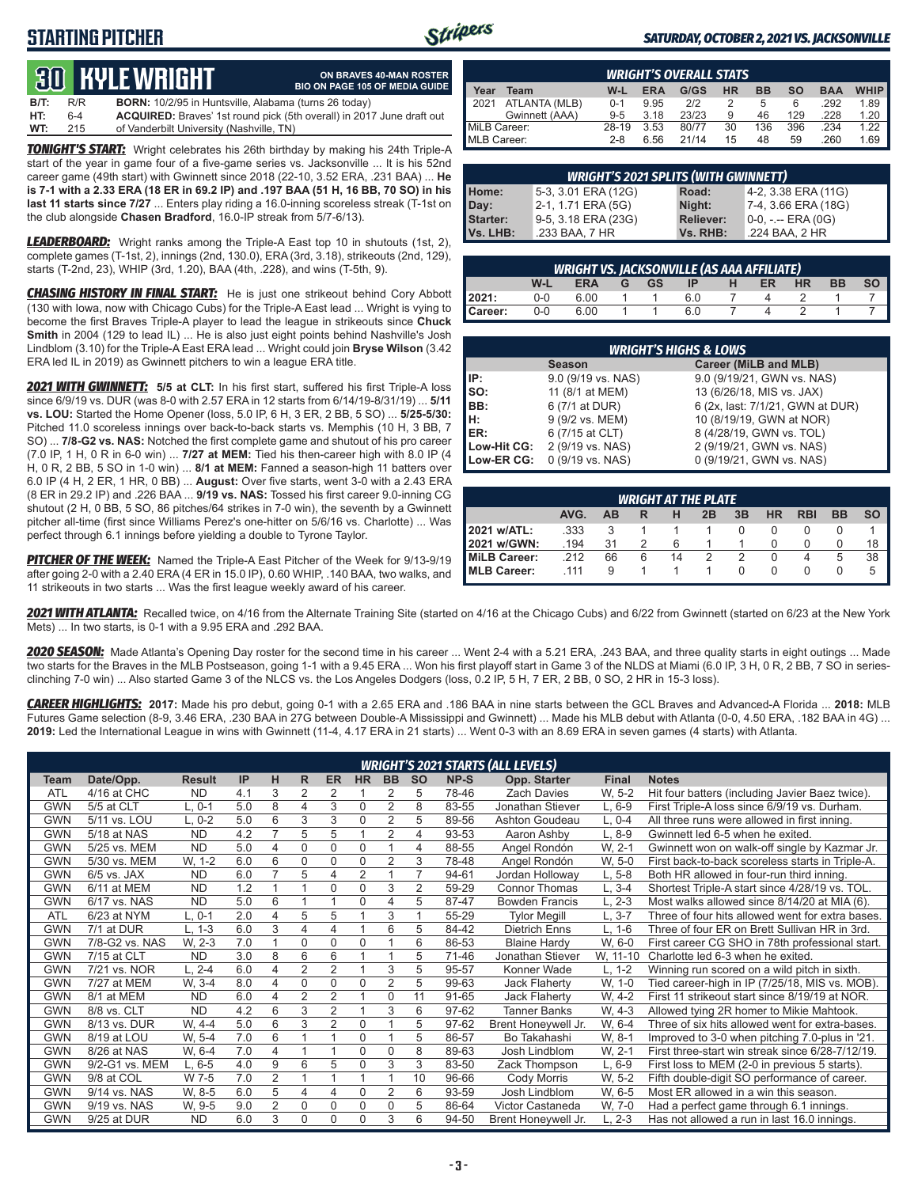# STARTING PITCHER

*SATURDAY, OCTOBER 2, 2021 VS. JACKSONVILLE*

## 30 KYLE WRIGHT

**ON BRAVES 40-MAN ROSTER**
**BIO ON PAGE 105 OF MEDIA GUIDE**

**B/T:** R/R **BORN:** 10/2/95 in Huntsville, Alabama (turns 26 today)
**HT:** 6-4 **ACQUIRED:** Braves' 1st round pick (5th overall) in 2017 June draft out
**WT:** 215 of Vanderbilt University (Nashville, TN)

***TONIGHT'S START:*** Wright celebrates his 26th birthday by making his 24th Triple-A start of the year in game four of a five-game series vs. Jacksonville ... It is his 52nd career game (49th start) with Gwinnett since 2018 (22-10, 3.52 ERA, .231 BAA) ... **He is 7-1 with a 2.33 ERA (18 ER in 69.2 IP) and .197 BAA (51 H, 16 BB, 70 SO) in his last 11 starts since 7/27** ... Enters play riding a 16.0-inning scoreless streak (T-1st on the club alongside **Chasen Bradford**, 16.0-IP streak from 5/7-6/13).

***LEADERBOARD:*** Wright ranks among the Triple-A East top 10 in shutouts (1st, 2), complete games (T-1st, 2), innings (2nd, 130.0), ERA (3rd, 3.18), strikeouts (2nd, 129), starts (T-2nd, 23), WHIP (3rd, 1.20), BAA (4th, .228), and wins (T-5th, 9).

***CHASING HISTORY IN FINAL START:*** He is just one strikeout behind Cory Abbott (130 with Iowa, now with Chicago Cubs) for the Triple-A East lead ... Wright is vying to become the first Braves Triple-A player to lead the league in strikeouts since **Chuck Smith** in 2004 (129 to lead IL) ... He is also just eight points behind Nashville's Josh Lindblom (3.10) for the Triple-A East ERA lead ... Wright could join **Bryse Wilson** (3.42 ERA led IL in 2019) as Gwinnett pitchers to win a league ERA title.

***2021 WITH GWINNETT:*** **5/5 at CLT:** In his first start, suffered his first Triple-A loss since 6/9/19 vs. DUR (was 8-0 with 2.57 ERA in 12 starts from 6/14/19-8/31/19) ... **5/11 vs. LOU:** Started the Home Opener (loss, 5.0 IP, 6 H, 3 ER, 2 BB, 5 SO) ... **5/25-5/30:** Pitched 11.0 scoreless innings over back-to-back starts vs. Memphis (10 H, 3 BB, 7 SO) ... **7/8-G2 vs. NAS:** Notched the first complete game and shutout of his pro career (7.0 IP, 1 H, 0 R in 6-0 win) ... **7/27 at MEM:** Tied his then-career high with 8.0 IP (4 H, 0 R, 2 BB, 5 SO in 1-0 win) ... **8/1 at MEM:** Fanned a season-high 11 batters over 6.0 IP (4 H, 2 ER, 1 HR, 0 BB) ... **August:** Over five starts, went 3-0 with a 2.43 ERA (8 ER in 29.2 IP) and .226 BAA ... **9/19 vs. NAS:** Tossed his first career 9.0-inning CG shutout (2 H, 0 BB, 5 SO, 86 pitches/64 strikes in 7-0 win), the seventh by a Gwinnett pitcher all-time (first since Williams Perez's one-hitter on 5/6/16 vs. Charlotte) ... Was perfect through 6.1 innings before yielding a double to Tyrone Taylor.

***PITCHER OF THE WEEK:*** Named the Triple-A East Pitcher of the Week for 9/13-9/19 after going 2-0 with a 2.40 ERA (4 ER in 15.0 IP), 0.60 WHIP, .140 BAA, two walks, and 11 strikeouts in two starts ... Was the first league weekly award of his career.

### WRIGHT'S OVERALL STATS

| Year | Team | W-L | ERA | G/GS | HR | BB | SO | BAA | WHIP |
|---|---|---|---|---|---|---|---|---|---|
| 2021 | ATLANTA (MLB) | 0-1 | 9.95 | 2/2 | 2 | 5 | 6 | .292 | 1.89 |
| | Gwinnett (AAA) | 9-5 | 3.18 | 23/23 | 9 | 46 | 129 | .228 | 1.20 |
| MiLB Career: | | 28-19 | 3.53 | 80/77 | 30 | 136 | 396 | .234 | 1.22 |
| MLB Career: | | 2-8 | 6.56 | 21/14 | 15 | 48 | 59 | .260 | 1.69 |

### WRIGHT'S 2021 SPLITS (WITH GWINNETT)

| | | | |
|---|---|---|---|
| Home: | 5-3, 3.01 ERA (12G) | Road: | 4-2, 3.38 ERA (11G) |
| Day: | 2-1, 1.71 ERA (5G) | Night: | 7-4, 3.66 ERA (18G) |
| Starter: | 9-5, 3.18 ERA (23G) | Reliever: | 0-0, -.-- ERA (0G) |
| Vs. LHB: | .233 BAA, 7 HR | Vs. RHB: | .224 BAA, 2 HR |

### WRIGHT VS. JACKSONVILLE (AS AAA AFFILIATE)

| | W-L | ERA | G | GS | IP | H | ER | HR | BB | SO |
|---|---|---|---|---|---|---|---|---|---|---|
| 2021: | 0-0 | 6.00 | 1 | 1 | 6.0 | 7 | 4 | 2 | 1 | 7 |
| Career: | 0-0 | 6.00 | 1 | 1 | 6.0 | 7 | 4 | 2 | 1 | 7 |

### WRIGHT'S HIGHS & LOWS

| | Season | Career (MiLB and MLB) |
|---|---|---|
| IP: | 9.0 (9/19 vs. NAS) | 9.0 (9/19/21, GWN vs. NAS) |
| SO: | 11 (8/1 at MEM) | 13 (6/26/18, MIS vs. JAX) |
| BB: | 6 (7/1 at DUR) | 6 (2x, last: 7/1/21, GWN at DUR) |
| H: | 9 (9/2 vs. MEM) | 10 (8/19/19, GWN at NOR) |
| ER: | 6 (7/15 at CLT) | 8 (4/28/19, GWN vs. TOL) |
| Low-Hit CG: | 2 (9/19 vs. NAS) | 2 (9/19/21, GWN vs. NAS) |
| Low-ER CG: | 0 (9/19 vs. NAS) | 0 (9/19/21, GWN vs. NAS) |

### WRIGHT AT THE PLATE

| | AVG. | AB | R | H | 2B | 3B | HR | RBI | BB | SO |
|---|---|---|---|---|---|---|---|---|---|---|
| 2021 w/ATL: | .333 | 3 | 1 | 1 | 1 | 0 | 0 | 0 | 0 | 1 |
| 2021 w/GWN: | .194 | 31 | 2 | 6 | 1 | 1 | 0 | 0 | 0 | 18 |
| MiLB Career: | .212 | 66 | 6 | 14 | 2 | 2 | 0 | 4 | 5 | 38 |
| MLB Career: | .111 | 9 | 1 | 1 | 1 | 0 | 0 | 0 | 0 | 5 |

***2021 WITH ATLANTA:*** Recalled twice, on 4/16 from the Alternate Training Site (started on 4/16 at the Chicago Cubs) and 6/22 from Gwinnett (started on 6/23 at the New York Mets) ... In two starts, is 0-1 with a 9.95 ERA and .292 BAA.

***2020 SEASON:*** Made Atlanta's Opening Day roster for the second time in his career ... Went 2-4 with a 5.21 ERA, .243 BAA, and three quality starts in eight outings ... Made two starts for the Braves in the MLB Postseason, going 1-1 with a 9.45 ERA ... Won his first playoff start in Game 3 of the NLDS at Miami (6.0 IP, 3 H, 0 R, 2 BB, 7 SO in series-clinching 7-0 win) ... Also started Game 3 of the NLCS vs. the Los Angeles Dodgers (loss, 0.2 IP, 5 H, 7 ER, 2 BB, 0 SO, 2 HR in 15-3 loss).

***CAREER HIGHLIGHTS:*** **2017:** Made his pro debut, going 0-1 with a 2.65 ERA and .186 BAA in nine starts between the GCL Braves and Advanced-A Florida ... **2018:** MLB Futures Game selection (8-9, 3.46 ERA, .230 BAA in 27G between Double-A Mississippi and Gwinnett) ... Made his MLB debut with Atlanta (0-0, 4.50 ERA, .182 BAA in 4G) ... **2019:** Led the International League in wins with Gwinnett (11-4, 4.17 ERA in 21 starts) ... Went 0-3 with an 8.69 ERA in seven games (4 starts) with Atlanta.

### WRIGHT'S 2021 STARTS (ALL LEVELS)

| Team | Date/Opp. | Result | IP | H | R | ER | HR | BB | SO | NP-S | Opp. Starter | Final | Notes |
|---|---|---|---|---|---|---|---|---|---|---|---|---|---|
| ATL | 4/16 at CHC | ND | 4.1 | 3 | 2 | 2 | 1 | 2 | 5 | 78-46 | Zach Davies | W, 5-2 | Hit four batters (including Javier Baez twice). |
| GWN | 5/5 at CLT | L, 0-1 | 5.0 | 8 | 4 | 3 | 0 | 2 | 8 | 83-55 | Jonathan Stiever | L, 6-9 | First Triple-A loss since 6/9/19 vs. Durham. |
| GWN | 5/11 vs. LOU | L, 0-2 | 5.0 | 6 | 3 | 3 | 0 | 2 | 5 | 89-56 | Ashton Goudeau | L, 0-4 | All three runs were allowed in first inning. |
| GWN | 5/18 at NAS | ND | 4.2 | 7 | 5 | 5 | 1 | 2 | 4 | 93-53 | Aaron Ashby | L, 8-9 | Gwinnett led 6-5 when he exited. |
| GWN | 5/25 vs. MEM | ND | 5.0 | 4 | 0 | 0 | 0 | 1 | 4 | 88-55 | Angel Rondón | W, 2-1 | Gwinnett won on walk-off single by Kazmar Jr. |
| GWN | 5/30 vs. MEM | W, 1-2 | 6.0 | 6 | 0 | 0 | 0 | 2 | 3 | 78-48 | Angel Rondón | W, 5-0 | First back-to-back scoreless starts in Triple-A. |
| GWN | 6/5 vs. JAX | ND | 6.0 | 7 | 5 | 4 | 2 | 1 | 7 | 94-61 | Jordan Holloway | L, 5-8 | Both HR allowed in four-run third inning. |
| GWN | 6/11 at MEM | ND | 1.2 | 1 | 1 | 0 | 0 | 3 | 2 | 59-29 | Connor Thomas | L, 3-4 | Shortest Triple-A start since 4/28/19 vs. TOL. |
| GWN | 6/17 vs. NAS | ND | 5.0 | 6 | 1 | 1 | 0 | 4 | 5 | 87-47 | Bowden Francis | L, 2-3 | Most walks allowed since 8/14/20 at MIA (6). |
| ATL | 6/23 at NYM | L, 0-1 | 2.0 | 4 | 5 | 5 | 1 | 3 | 1 | 55-29 | Tylor Megill | L, 3-7 | Three of four hits allowed went for extra bases. |
| GWN | 7/1 at DUR | L, 1-3 | 6.0 | 3 | 4 | 4 | 1 | 6 | 5 | 84-42 | Dietrich Enns | L, 1-6 | Three of four ER on Brett Sullivan HR in 3rd. |
| GWN | 7/8-G2 vs. NAS | W, 2-3 | 7.0 | 1 | 0 | 0 | 0 | 1 | 6 | 86-53 | Blaine Hardy | W, 6-0 | First career CG SHO in 78th professional start. |
| GWN | 7/15 at CLT | ND | 3.0 | 8 | 6 | 6 | 1 | 1 | 5 | 71-46 | Jonathan Stiever | W, 11-10 | Charlotte led 6-3 when he exited. |
| GWN | 7/21 vs. NOR | L, 2-4 | 6.0 | 4 | 2 | 2 | 1 | 3 | 5 | 95-57 | Konner Wade | L, 1-2 | Winning run scored on a wild pitch in sixth. |
| GWN | 7/27 at MEM | W, 3-4 | 8.0 | 4 | 0 | 0 | 0 | 2 | 5 | 99-63 | Jack Flaherty | W, 1-0 | Tied career-high in IP (7/25/18, MIS vs. MOB). |
| GWN | 8/1 at MEM | ND | 6.0 | 4 | 2 | 2 | 1 | 0 | 11 | 91-65 | Jack Flaherty | W, 4-2 | First 11 strikeout start since 8/19/19 at NOR. |
| GWN | 8/8 vs. CLT | ND | 4.2 | 6 | 3 | 2 | 1 | 3 | 6 | 97-62 | Tanner Banks | W, 4-3 | Allowed tying 2R homer to Mikie Mahtook. |
| GWN | 8/13 vs. DUR | W, 4-4 | 5.0 | 6 | 3 | 2 | 0 | 1 | 5 | 97-62 | Brent Honeywell Jr. | W, 6-4 | Three of six hits allowed went for extra-bases. |
| GWN | 8/19 at LOU | W, 5-4 | 7.0 | 6 | 1 | 1 | 0 | 1 | 5 | 86-57 | Bo Takahashi | W, 8-1 | Improved to 3-0 when pitching 7.0-plus in '21. |
| GWN | 8/26 at NAS | W, 6-4 | 7.0 | 4 | 1 | 1 | 0 | 0 | 8 | 89-63 | Josh Lindblom | W, 2-1 | First three-start win streak since 6/28-7/12/19. |
| GWN | 9/2-G1 vs. MEM | L, 6-5 | 4.0 | 9 | 6 | 5 | 0 | 3 | 3 | 83-50 | Zack Thompson | L, 6-9 | First loss to MEM (2-0 in previous 5 starts). |
| GWN | 9/8 at COL | W 7-5 | 7.0 | 2 | 1 | 1 | 1 | 1 | 10 | 96-66 | Cody Morris | W, 5-2 | Fifth double-digit SO performance of career. |
| GWN | 9/14 vs. NAS | W, 8-5 | 6.0 | 5 | 4 | 4 | 0 | 2 | 6 | 93-59 | Josh Lindblom | W, 6-5 | Most ER allowed in a win this season. |
| GWN | 9/19 vs. NAS | W, 9-5 | 9.0 | 2 | 0 | 0 | 0 | 0 | 5 | 86-64 | Victor Castaneda | W, 7-0 | Had a perfect game through 6.1 innings. |
| GWN | 9/25 at DUR | ND | 6.0 | 3 | 0 | 0 | 0 | 3 | 6 | 94-50 | Brent Honeywell Jr. | L, 2-3 | Has not allowed a run in last 16.0 innings. |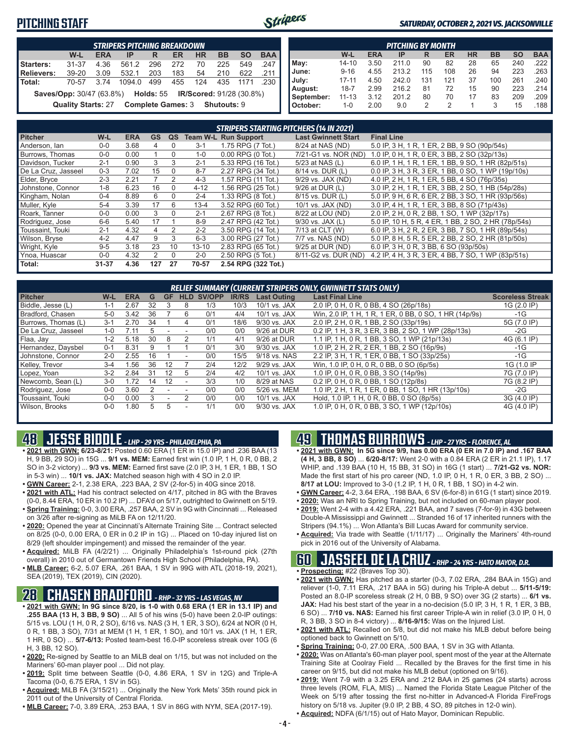# PITCHING STAFF

*SATURDAY, OCTOBER 2, 2021 VS. JACKSONVILLE*

| STRIPERS PITCHING BREAKDOWN | | | | | | | | | |
|---|---|---|---|---|---|---|---|---|---|
| | W-L | ERA | IP | R | ER | HR | BB | SO | BAA |
| Starters: | 31-37 | 4.36 | 561.2 | 296 | 272 | 70 | 225 | 549 | .247 |
| Relievers: | 39-20 | 3.09 | 532.1 | 203 | 183 | 54 | 210 | 622 | .211 |
| Total: | 70-57 | 3.74 | 1094.0 | 499 | 455 | 124 | 435 | 1171 | .230 |

**Saves/Opp:** 30/47 (63.8%) **Holds:** 55 **IR/Scored:** 91/28 (30.8%)

**Quality Starts:** 27 **Complete Games:** 3 **Shutouts:** 9

| PITCHING BY MONTH | | | | | | | | | |
|---|---|---|---|---|---|---|---|---|---|
| | W-L | ERA | IP | R | ER | HR | BB | SO | BAA |
| May: | 14-10 | 3.50 | 211.0 | 90 | 82 | 28 | 65 | 240 | .222 |
| June: | 9-16 | 4.55 | 213.2 | 115 | 108 | 26 | 94 | 223 | .263 |
| July: | 17-11 | 4.50 | 242.0 | 131 | 121 | 37 | 100 | 261 | .240 |
| August: | 18-7 | 2.99 | 216.2 | 81 | 72 | 15 | 90 | 223 | .214 |
| September: | 11-13 | 3.12 | 201.2 | 80 | 70 | 17 | 83 | 209 | .209 |
| October: | 1-0 | 2.00 | 9.0 | 2 | 2 | 1 | 3 | 15 | .188 |

**STRIPERS STARTING PITCHERS (14 IN 2021)**

| Pitcher | W-L | ERA | GS | QS | Team W-L | Run Support | Last Gwinnett Start | Final Line |
|---|---|---|---|---|---|---|---|---|
| Anderson, Ian | 0-0 | 3.68 | 4 | 0 | 3-1 | 1.75 RPG (7 Tot.) | 8/24 at NAS (ND) | 5.0 IP, 3 H, 1 R, 1 ER, 2 BB, 9 SO (90p/54s) |
| Burrows, Thomas | 0-0 | 0.00 | 1 | 0 | 1-0 | 0.00 RPG (0 Tot.) | 7/21-G1 vs. NOR (ND) | 1.0 IP, 0 H, 1 R, 0 ER, 3 BB, 2 SO (32p/13s) |
| Davidson, Tucker | 2-1 | 0.90 | 3 | 3 | 2-1 | 5.33 RPG (16 Tot.) | 5/23 at NAS (L) | 6.0 IP, 1 H, 1 R, 1 ER, 1 BB, 9 SO, 1 HR (82p/51s) |
| De La Cruz, Jasseel | 0-3 | 7.02 | 15 | 0 | 8-7 | 2.27 RPG (34 Tot.) | 8/14 vs. DUR (L) | 0.0 IP, 3 H, 3 R, 3 ER, 1 BB, 0 SO, 1 WP (19p/10s) |
| Elder, Bryce | 2-3 | 2.21 | 7 | 2 | 4-3 | 1.57 RPG (11 Tot.) | 9/29 vs. JAX (ND) | 4.0 IP, 2 H, 1 R, 1 ER, 5 BB, 4 SO (76p/35s) |
| Johnstone, Connor | 1-8 | 6.23 | 16 | 0 | 4-12 | 1.56 RPG (25 Tot.) | 9/26 at DUR (L) | 3.0 IP, 2 H, 1 R, 1 ER, 3 BB, 2 SO, 1 HB (54p/28s) |
| Kingham, Nolan | 0-4 | 8.89 | 6 | 0 | 2-4 | 1.33 RPG (8 Tot.) | 8/15 vs. DUR (L) | 5.0 IP, 9 H, 6 R, 6 ER, 2 BB, 3 SO, 1 HR (93p/56s) |
| Muller, Kyle | 5-4 | 3.39 | 17 | 6 | 13-4 | 3.52 RPG (60 Tot.) | 10/1 vs. JAX (ND) | 3.0 IP, 4 H, 1 R, 1 ER, 3 BB, 8 SO (71p/43s) |
| Roark, Tanner | 0-0 | 0.00 | 3 | 0 | 2-1 | 2.67 RPG (8 Tot.) | 8/22 at LOU (ND) | 2.0 IP, 2 H, 0 R, 2 BB, 1 SO, 1 WP (32p/17s) |
| Rodriguez, Jose | 6-6 | 5.40 | 17 | 1 | 8-9 | 2.47 RPG (42 Tot.) | 9/30 vs. JAX (L) | 5.0 IP, 10 H, 5 R, 4 ER, 1 BB, 2 SO, 2 HR (78p/54s) |
| Toussaint, Touki | 2-1 | 4.32 | 4 | 2 | 2-2 | 3.50 RPG (14 Tot.) | 7/13 at CLT (W) | 6.0 IP, 3 H, 2 R, 2 ER, 3 BB, 7 SO, 1 HR (89p/54s) |
| Wilson, Bryse | 4-2 | 4.47 | 9 | 3 | 6-3 | 3.00 RPG (27 Tot.) | 7/7 vs. NAS (ND) | 5.0 IP, 8 H, 5 R, 5 ER, 2 BB, 2 SO, 2 HR (81p/50s) |
| Wright, Kyle | 9-5 | 3.18 | 23 | 10 | 13-10 | 2.83 RPG (65 Tot.) | 9/25 at DUR (ND) | 6.0 IP, 3 H, 0 R, 3 BB, 6 SO (93p/50s) |
| Ynoa, Huascar | 0-0 | 4.32 | 2 | 0 | 2-0 | 2.50 RPG (5 Tot.) | 8/11-G2 vs. DUR (ND) | 4.2 IP, 4 H, 3 R, 3 ER, 4 BB, 7 SO, 1 WP (83p/51s) |
| Total: | 31-37 | 4.36 | 127 | 27 | 70-57 | 2.54 RPG (322 Tot.) | | |

**RELIEF SUMMARY (CURRENT STRIPERS ONLY, GWINNETT STATS ONLY)**

| Pitcher | W-L | ERA | G | GF | HLD | SV/OPP | IR/RS | Last Outing | Last Final Line | Scoreless Streak |
|---|---|---|---|---|---|---|---|---|---|---|
| Biddle, Jesse (L) | 1-1 | 2.67 | 32 | 3 | 8 | 1/3 | 10/3 | 10/1 vs. JAX | 2.0 IP, 0 H, 0 R, 0 BB, 4 SO (26p/18s) | 1G (2.0 IP) |
| Bradford, Chasen | 5-0 | 3.42 | 36 | 7 | 6 | 0/1 | 4/4 | 10/1 vs. JAX | Win, 2.0 IP, 1 H, 1 R, 1 ER, 0 BB, 0 SO, 1 HR (14p/9s) | -1G |
| Burrows, Thomas (L) | 3-1 | 2.70 | 34 | 1 | 4 | 0/1 | 18/6 | 9/30 vs. JAX | 2.0 IP, 2 H, 0 R, 1 BB, 2 SO (33p/19s) | 5G (7.0 IP) |
| De La Cruz, Jasseel | 1-0 | 7.11 | 5 | - | - | 0/0 | 0/0 | 9/26 at DUR | 0.2 IP, 1 H, 3 R, 3 ER, 3 BB, 2 SO, 1 WP (28p/13s) | -2G |
| Flaa, Jay | 1-2 | 5.18 | 30 | 8 | 2 | 1/1 | 4/1 | 9/26 at DUR | 1.1 IP, 1 H, 0 R, 1 BB, 3 SO, 1 WP (21p/13s) | 4G (6.1 IP) |
| Hernandez, Daysbel | 0-1 | 8.31 | 9 | 1 | 1 | 0/1 | 3/0 | 9/30 vs. JAX | 1.0 IP, 2 H, 2 R, 2 ER, 1 BB, 2 SO (16p/9s) | -1G |
| Johnstone, Connor | 2-0 | 2.55 | 16 | 1 | - | 0/0 | 15/5 | 9/18 vs. NAS | 2.2 IP, 3 H, 1 R, 1 ER, 0 BB, 1 SO (33p/25s) | -1G |
| Kelley, Trevor | 3-4 | 1.56 | 36 | 12 | 7 | 2/4 | 12/2 | 9/29 vs. JAX | Win, 1.0 IP, 0 H, 0 R, 0 BB, 0 SO (6p/5s) | 1G (1.0 IP |
| Lopez, Yoan | 3-2 | 2.84 | 31 | 12 | 5 | 2/4 | 4/2 | 10/1 vs. JAX | 1.0 IP, 0 H, 0 R, 0 BB, 3 SO (14p/9s) | 7G (7.0 IP) |
| Newcomb, Sean (L) | 3-0 | 1.72 | 14 | 12 | - | 3/3 | 1/0 | 8/29 at NAS | 0.2 IP, 0 H, 0 R, 0 BB, 1 SO (12p/8s) | 7G (8.2 IP) |
| Rodriguez, Jose | 0-0 | 3.60 | 2 | - | - | 0/0 | 0/0 | 5/26 vs. MEM | 1.0 IP, 2 H, 1 R, 1 ER, 0 BB, 1 SO, 1 HR (13p/10s) | -2G |
| Toussaint, Touki | 0-0 | 0.00 | 3 | - | 2 | 0/0 | 0/0 | 10/1 vs. JAX | Hold, 1.0 IP, 1 H, 0 R, 0 BB, 0 SO (8p/5s) | 3G (4.0 IP) |
| Wilson, Brooks | 0-0 | 1.80 | 5 | 5 | - | 1/1 | 0/0 | 9/30 vs. JAX | 1.0 IP, 0 H, 0 R, 0 BB, 3 SO, 1 WP (12p/10s) | 4G (4.0 IP) |

## 48 JESSE BIDDLE - *LHP - 29 YRS - PHILADELPHIA, PA*

- **2021 with GWN: 6/23-8/21:** Posted 0.60 ERA (1 ER in 15.0 IP) and .236 BAA (13 H, 9 BB, 29 SO) in 15G ... **9/1 vs. MEM:** Earned first win (1.0 IP, 1 H, 0 R, 0 BB, 2 SO in 3-2 victory) ... **9/3 vs. MEM:** Earned first save (2.0 IP, 3 H, 1 ER, 1 BB, 1 SO in 5-3 win) ... **10/1 vs. JAX:** Matched season high with 4 SO in 2.0 IP.
- **GWN Career:** 2-1, 2.38 ERA, .223 BAA, 2 SV (2-for-5) in 40G since 2018.
- **2021 with ATL:** Had his contract selected on 4/17, pitched in 8G with the Braves (0-0, 8.44 ERA, 10 ER in 10.2 IP) ... DFA'd on 5/17, outrighted to Gwinnett on 5/19.
- **Spring Training:** 0-0, 3.00 ERA, .257 BAA, 2 SV in 9G with Cincinnati ... Released on 3/26 after re-signing as MiLB FA on 12/11/20.
- **2020:** Opened the year at Cincinnati's Alternate Training Site ... Contract selected on 8/25 (0-0, 0.00 ERA, 0 ER in 0.2 IP in 1G) ... Placed on 10-day injured list on 8/29 (left shoulder impingement) and missed the remainder of the year.
- **Acquired:** MiLB FA (4/2/21) ... Originally Philadelphia's 1st-round pick (27th overall) in 2010 out of Germantown Friends High School (Philadelphia, PA).
- **MLB Career:** 6-2, 5.07 ERA, .261 BAA, 1 SV in 99G with ATL (2018-19, 2021), SEA (2019), TEX (2019), CIN (2020).

## 28 CHASEN BRADFORD - *RHP - 32 YRS - LAS VEGAS, NV*

- **2021 with GWN: In 9G since 8/20, is 1-0 with 0.68 ERA (1 ER in 13.1 IP) and .255 BAA (13 H, 3 BB, 9 SO)** ... All 5 of his wins (5-0) have been 2.0-IP outings: 5/15 vs. LOU (1 H, 0 R, 2 SO), 6/16 vs. NAS (3 H, 1 ER, 3 SO), 6/24 at NOR (0 H, 0 R, 1 BB, 3 SO), 7/31 at MEM (1 H, 1 ER, 1 SO), and 10/1 vs. JAX (1 H, 1 ER, 1 HR, 0 SO) ... **5/7-6/13:** Posted team-best 16.0-IP scoreless streak over 10G (6 H, 3 BB, 12 SO).
- **2020:** Re-signed by Seattle to an MiLB deal on 1/15, but was not included on the Mariners' 60-man player pool ... Did not play.
- **2019:** Split time between Seattle (0-0, 4.86 ERA, 1 SV in 12G) and Triple-A Tacoma (0-0, 6.75 ERA, 1 SV in 5G).
- **Acquired:** MiLB FA (3/15/21) ... Originally the New York Mets' 35th round pick in 2011 out of the University of Central Florida.
- **MLB Career:** 7-0, 3.89 ERA, .253 BAA, 1 SV in 86G with NYM, SEA (2017-19).

## 49 THOMAS BURROWS - *LHP - 27 YRS - FLORENCE, AL*

- **2021 with GWN: In 5G since 9/9, has 0.00 ERA (0 ER in 7.0 IP) and .167 BAA (4 H, 3 BB, 8 SO)** ... **6/20-8/17:** Went 2-0 with a 0.84 ERA (2 ER in 21.1 IP), 1.17 WHIP, and .139 BAA (10 H, 15 BB, 31 SO) in 16G (1 start) ... **7/21-G2 vs. NOR:** Made the first start of his pro career (ND, 1.0 IP, 0 H, 1 R, 0 ER, 3 BB, 2 SO) ... **8/17 at LOU:** Improved to 3-0 (1.2 IP, 1 H, 0 R, 1 BB, 1 SO) in 4-2 win.
- **GWN Career:** 4-2, 3.64 ERA, .198 BAA, 6 SV (6-for-8) in 61G (1 start) since 2019.
- **2020:** Was an NRI to Spring Training, but not included on 60-man player pool.
- **2019:** Went 2-4 with a 4.42 ERA, .221 BAA, and 7 saves (7-for-9) in 43G between Double-A Mississippi and Gwinnett ... Stranded 16 of 17 inherited runners with the Stripers (94.1%) ... Won Atlanta's Bill Lucas Award for community service.
- **Acquired:** Via trade with Seattle (1/11/17) ... Originally the Mariners' 4th-round pick in 2016 out of the University of Alabama.

## 60 JASSEEL DE LA CRUZ - *RHP - 24 YRS - HATO MAYOR, D.R.*

- **Prospecting:** #22 (Braves Top 30).
- **2021 with GWN:** Has pitched as a starter (0-3, 7.02 ERA, .284 BAA in 15G) and reliever (1-0, 7.11 ERA, .217 BAA in 5G) during his Triple-A debut ... **5/11-5/19:** Posted an 8.0-IP scoreless streak (2 H, 0 BB, 9 SO) over 3G (2 starts) ... **6/1 vs. JAX:** Had his best start of the year in a no-decision (5.0 IP, 3 H, 1 R, 1 ER, 3 BB, 6 SO) ... **7/10 vs. NAS:** Earned his first career Triple-A win in relief (3.0 IP, 0 H, 0 R, 3 BB, 3 SO in 8-4 victory) ... **8/16-9/15:** Was on the Injured List.
- **2021 with ATL:** Recalled on 5/8, but did not make his MLB debut before being optioned back to Gwinnett on 5/10.
- **Spring Training:** 0-0, 27.00 ERA, .500 BAA, 1 SV in 3G with Atlanta.
- **2020:** Was on Atlanta's 60-man player pool, spent most of the year at the Alternate Training Site at Coolray Field ... Recalled by the Braves for the first time in his career on 9/15, but did not make his MLB debut (optioned on 9/16).
- **2019:** Went 7-9 with a 3.25 ERA and .212 BAA in 25 games (24 starts) across three levels (ROM, FLA, MIS) ... Named the Florida State League Pitcher of the Week on 5/19 after tossing the first no-hitter in Advanced-A Florida FireFrogs history on 5/18 vs. Jupiter (9.0 IP, 2 BB, 4 SO, 89 pitches in 12-0 win).
- **Acquired:** NDFA (6/1/15) out of Hato Mayor, Dominican Republic.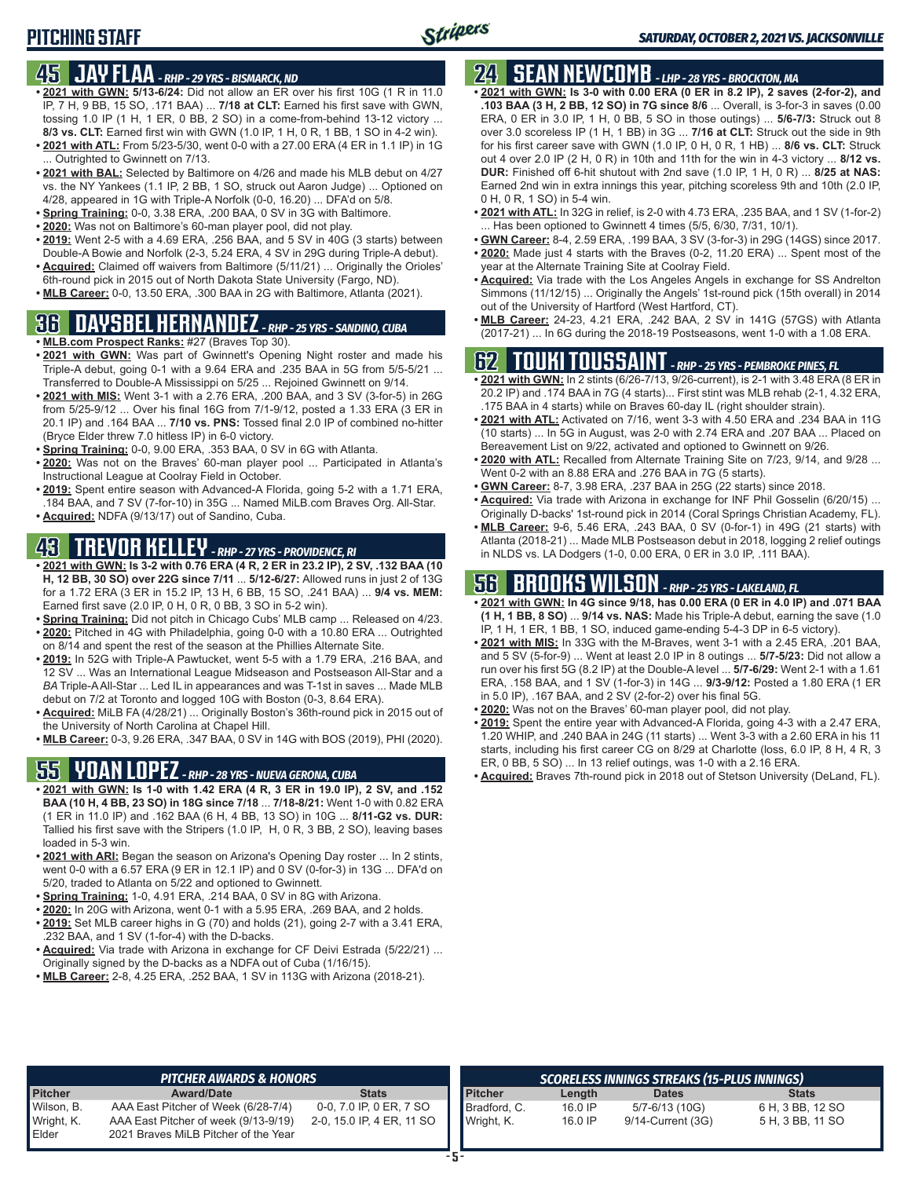## PITCHING STAFF

*SATURDAY, OCTOBER 2, 2021 VS. JACKSONVILLE*

### 45 JAY FLAA - *RHP - 29 YRS - BISMARCK, ND*

- **2021 with GWN:** **5/13-6/24:** Did not allow an ER over his first 10G (1 R in 11.0 IP, 7 H, 9 BB, 15 SO, .171 BAA) ... **7/18 at CLT:** Earned his first save with GWN, tossing 1.0 IP (1 H, 1 ER, 0 BB, 2 SO) in a come-from-behind 13-12 victory ... **8/3 vs. CLT:** Earned first win with GWN (1.0 IP, 1 H, 0 R, 1 BB, 1 SO in 4-2 win).
- **2021 with ATL:** From 5/23-5/30, went 0-0 with a 27.00 ERA (4 ER in 1.1 IP) in 1G ... Outrighted to Gwinnett on 7/13.
- **2021 with BAL:** Selected by Baltimore on 4/26 and made his MLB debut on 4/27 vs. the NY Yankees (1.1 IP, 2 BB, 1 SO, struck out Aaron Judge) ... Optioned on 4/28, appeared in 1G with Triple-A Norfolk (0-0, 16.20) ... DFA'd on 5/8.
- **Spring Training:** 0-0, 3.38 ERA, .200 BAA, 0 SV in 3G with Baltimore.
- **2020:** Was not on Baltimore's 60-man player pool, did not play.
- **2019:** Went 2-5 with a 4.69 ERA, .256 BAA, and 5 SV in 40G (3 starts) between Double-A Bowie and Norfolk (2-3, 5.24 ERA, 4 SV in 29G during Triple-A debut).
- **Acquired:** Claimed off waivers from Baltimore (5/11/21) ... Originally the Orioles' 6th-round pick in 2015 out of North Dakota State University (Fargo, ND).
- **MLB Career:** 0-0, 13.50 ERA, .300 BAA in 2G with Baltimore, Atlanta (2021).

### 36 DAYSBEL HERNANDEZ - *RHP - 25 YRS - SANDINO, CUBA*

- **MLB.com Prospect Ranks:** #27 (Braves Top 30).
- **2021 with GWN:** Was part of Gwinnett's Opening Night roster and made his Triple-A debut, going 0-1 with a 9.64 ERA and .235 BAA in 5G from 5/5-5/21 ... Transferred to Double-A Mississippi on 5/25 ... Rejoined Gwinnett on 9/14.
- **2021 with MIS:** Went 3-1 with a 2.76 ERA, .200 BAA, and 3 SV (3-for-5) in 26G from 5/25-9/12 ... Over his final 16G from 7/1-9/12, posted a 1.33 ERA (3 ER in 20.1 IP) and .164 BAA ... **7/10 vs. PNS:** Tossed final 2.0 IP of combined no-hitter (Bryce Elder threw 7.0 hitless IP) in 6-0 victory.
- **Spring Training:** 0-0, 9.00 ERA, .353 BAA, 0 SV in 6G with Atlanta.
- **2020:** Was not on the Braves' 60-man player pool ... Participated in Atlanta's Instructional League at Coolray Field in October.
- **2019:** Spent entire season with Advanced-A Florida, going 5-2 with a 1.71 ERA, .184 BAA, and 7 SV (7-for-10) in 35G ... Named MiLB.com Braves Org. All-Star.
- **Acquired:** NDFA (9/13/17) out of Sandino, Cuba.

### 43 TREVOR KELLEY - *RHP - 27 YRS - PROVIDENCE, RI*

- **2021 with GWN: Is 3-2 with 0.76 ERA (4 R, 2 ER in 23.2 IP), 2 SV, .132 BAA (10 H, 12 BB, 30 SO) over 22G since 7/11** ... **5/12-6/27:** Allowed runs in just 2 of 13G for a 1.72 ERA (3 ER in 15.2 IP, 13 H, 6 BB, 15 SO, .241 BAA) ... **9/4 vs. MEM:** Earned first save (2.0 IP, 0 H, 0 R, 0 BB, 3 SO in 5-2 win).
- **Spring Training:** Did not pitch in Chicago Cubs' MLB camp ... Released on 4/23.
- **2020:** Pitched in 4G with Philadelphia, going 0-0 with a 10.80 ERA ... Outrighted on 8/14 and spent the rest of the season at the Phillies Alternate Site.
- **2019:** In 52G with Triple-A Pawtucket, went 5-5 with a 1.79 ERA, .216 BAA, and 12 SV ... Was an International League Midseason and Postseason All-Star and a *BA* Triple-A All-Star ... Led IL in appearances and was T-1st in saves ... Made MLB debut on 7/2 at Toronto and logged 10G with Boston (0-3, 8.64 ERA).
- **Acquired:** MiLB FA (4/28/21) ... Originally Boston's 36th-round pick in 2015 out of the University of North Carolina at Chapel Hill.
- **MLB Career:** 0-3, 9.26 ERA, .347 BAA, 0 SV in 14G with BOS (2019), PHI (2020).

### 55 YOAN LOPEZ - *RHP - 28 YRS - NUEVA GERONA, CUBA*

- **2021 with GWN: Is 1-0 with 1.42 ERA (4 R, 3 ER in 19.0 IP), 2 SV, and .152 BAA (10 H, 4 BB, 23 SO) in 18G since 7/18** ... **7/18-8/21:** Went 1-0 with 0.82 ERA (1 ER in 11.0 IP) and .162 BAA (6 H, 4 BB, 13 SO) in 10G ... **8/11-G2 vs. DUR:** Tallied his first save with the Stripers (1.0 IP, H, 0 R, 3 BB, 2 SO), leaving bases loaded in 5-3 win.
- **2021 with ARI:** Began the season on Arizona's Opening Day roster ... In 2 stints, went 0-0 with a 6.57 ERA (9 ER in 12.1 IP) and 0 SV (0-for-3) in 13G ... DFA'd on 5/20, traded to Atlanta on 5/22 and optioned to Gwinnett.
- **Spring Training:** 1-0, 4.91 ERA, .214 BAA, 0 SV in 8G with Arizona.
- **2020:** In 20G with Arizona, went 0-1 with a 5.95 ERA, .269 BAA, and 2 holds.
- **2019:** Set MLB career highs in G (70) and holds (21), going 2-7 with a 3.41 ERA, .232 BAA, and 1 SV (1-for-4) with the D-backs.
- **Acquired:** Via trade with Arizona in exchange for CF Deivi Estrada (5/22/21) ... Originally signed by the D-backs as a NDFA out of Cuba (1/16/15).
- **MLB Career:** 2-8, 4.25 ERA, .252 BAA, 1 SV in 113G with Arizona (2018-21).

### 24 SEAN NEWCOMB - *LHP - 28 YRS - BROCKTON, MA*

- **2021 with GWN: Is 3-0 with 0.00 ERA (0 ER in 8.2 IP), 2 saves (2-for-2), and .103 BAA (3 H, 2 BB, 12 SO) in 7G since 8/6** ... Overall, is 3-for-3 in saves (0.00 ERA, 0 ER in 3.0 IP, 1 H, 0 BB, 5 SO in those outings) ... **5/6-7/3:** Struck out 8 over 3.0 scoreless IP (1 H, 1 BB) in 3G ... **7/16 at CLT:** Struck out the side in 9th for his first career save with GWN (1.0 IP, 0 H, 0 R, 1 HB) ... **8/6 vs. CLT:** Struck out 4 over 2.0 IP (2 H, 0 R) in 10th and 11th for the win in 4-3 victory ... **8/12 vs. DUR:** Finished off 6-hit shutout with 2nd save (1.0 IP, 1 H, 0 R) ... **8/25 at NAS:** Earned 2nd win in extra innings this year, pitching scoreless 9th and 10th (2.0 IP, 0 H, 0 R, 1 SO) in 5-4 win.
- **2021 with ATL:** In 32G in relief, is 2-0 with 4.73 ERA, .235 BAA, and 1 SV (1-for-2) ... Has been optioned to Gwinnett 4 times (5/5, 6/30, 7/31, 10/1).
- **GWN Career:** 8-4, 2.59 ERA, .199 BAA, 3 SV (3-for-3) in 29G (14GS) since 2017.
- **2020:** Made just 4 starts with the Braves (0-2, 11.20 ERA) ... Spent most of the year at the Alternate Training Site at Coolray Field.
- **Acquired:** Via trade with the Los Angeles Angels in exchange for SS Andrelton Simmons (11/12/15) ... Originally the Angels' 1st-round pick (15th overall) in 2014 out of the University of Hartford (West Hartford, CT).
- **MLB Career:** 24-23, 4.21 ERA, .242 BAA, 2 SV in 141G (57GS) with Atlanta (2017-21) ... In 6G during the 2018-19 Postseasons, went 1-0 with a 1.08 ERA.

### 62 TOUKI TOUSSAINT - *RHP - 25 YRS - PEMBROKE PINES, FL*

- **2021 with GWN:** In 2 stints (6/26-7/13, 9/26-current), is 2-1 with 3.48 ERA (8 ER in 20.2 IP) and .174 BAA in 7G (4 starts)... First stint was MLB rehab (2-1, 4.32 ERA, .175 BAA in 4 starts) while on Braves 60-day IL (right shoulder strain).
- **2021 with ATL:** Activated on 7/16, went 3-3 with 4.50 ERA and .234 BAA in 11G (10 starts) ... In 5G in August, was 2-0 with 2.74 ERA and .207 BAA ... Placed on Bereavement List on 9/22, activated and optioned to Gwinnett on 9/26.
- **2020 with ATL:** Recalled from Alternate Training Site on 7/23, 9/14, and 9/28 ... Went 0-2 with an 8.88 ERA and .276 BAA in 7G (5 starts).
- **GWN Career:** 8-7, 3.98 ERA, .237 BAA in 25G (22 starts) since 2018.
- **Acquired:** Via trade with Arizona in exchange for INF Phil Gosselin (6/20/15) ... Originally D-backs' 1st-round pick in 2014 (Coral Springs Christian Academy, FL).
- **MLB Career:** 9-6, 5.46 ERA, .243 BAA, 0 SV (0-for-1) in 49G (21 starts) with Atlanta (2018-21) ... Made MLB Postseason debut in 2018, logging 2 relief outings in NLDS vs. LA Dodgers (1-0, 0.00 ERA, 0 ER in 3.0 IP, .111 BAA).

### 56 BROOKS WILSON - *RHP - 25 YRS - LAKELAND, FL*

- **2021 with GWN: In 4G since 9/18, has 0.00 ERA (0 ER in 4.0 IP) and .071 BAA (1 H, 1 BB, 8 SO)** ... **9/14 vs. NAS:** Made his Triple-A debut, earning the save (1.0 IP, 1 H, 1 ER, 1 BB, 1 SO, induced game-ending 5-4-3 DP in 6-5 victory).
- **2021 with MIS:** In 33G with the M-Braves, went 3-1 with a 2.45 ERA, .201 BAA, and 5 SV (5-for-9) ... Went at least 2.0 IP in 8 outings ... **5/7-5/23:** Did not allow a run over his first 5G (8.2 IP) at the Double-A level ... **5/7-6/29:** Went 2-1 with a 1.61 ERA, .158 BAA, and 1 SV (1-for-3) in 14G ... **9/3-9/12:** Posted a 1.80 ERA (1 ER in 5.0 IP), .167 BAA, and 2 SV (2-for-2) over his final 5G.
- **2020:** Was not on the Braves' 60-man player pool, did not play.
- **2019:** Spent the entire year with Advanced-A Florida, going 4-3 with a 2.47 ERA, 1.20 WHIP, and .240 BAA in 24G (11 starts) ... Went 3-3 with a 2.60 ERA in his 11 starts, including his first career CG on 8/29 at Charlotte (loss, 6.0 IP, 8 H, 4 R, 3 ER, 0 BB, 5 SO) ... In 13 relief outings, was 1-0 with a 2.16 ERA.
- **Acquired:** Braves 7th-round pick in 2018 out of Stetson University (DeLand, FL).

### PITCHER AWARDS & HONORS

| Pitcher | Award/Date | Stats |
|---|---|---|
| Wilson, B. | AAA East Pitcher of Week (6/28-7/4) | 0-0, 7.0 IP, 0 ER, 7 SO |
| Wright, K. | AAA East Pitcher of week (9/13-9/19) | 2-0, 15.0 IP, 4 ER, 11 SO |
| Elder | 2021 Braves MiLB Pitcher of the Year | |

### SCORELESS INNINGS STREAKS (15-PLUS INNINGS)

| Pitcher | Length | Dates | Stats |
|---|---|---|---|
| Bradford, C. | 16.0 IP | 5/7-6/13 (10G) | 6 H, 3 BB, 12 SO |
| Wright, K. | 16.0 IP | 9/14-Current (3G) | 5 H, 3 BB, 11 SO |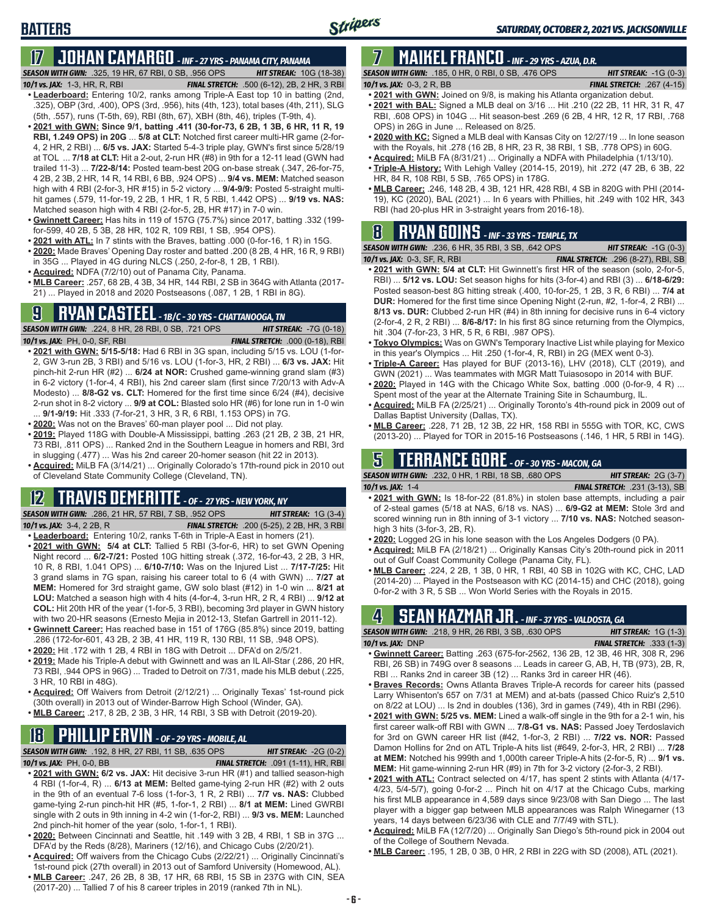## BATTERS

## 17 JOHAN CAMARGO - *INF - 27 YRS - PANAMA CITY, PANAMA*

**SEASON WITH GWN:** .325, 19 HR, 67 RBI, 0 SB, .956 OPS **HIT STREAK:** 10G (18-38)
**10/1 vs. JAX:** 1-3, HR, R, RBI **FINAL STRETCH:** .500 (6-12), 2B, 2 HR, 3 RBI

- **Leaderboard:** Entering 10/2, ranks among Triple-A East top 10 in batting (2nd, .325), OBP (3rd, .400), OPS (3rd, .956), hits (4th, 123), total bases (4th, 211), SLG (5th, .557), runs (T-5th, 69), RBI (8th, 67), XBH (8th, 46), triples (T-9th, 4).
- **2021 with GWN: Since 9/1, batting .411 (30-for-73, 6 2B, 1 3B, 6 HR, 11 R, 19 RBI, 1.249 OPS) in 20G** ... **5/8 at CLT:** Notched first career multi-HR game (2-for-4, 2 HR, 2 RBI) ... **6/5 vs. JAX:** Started 5-4-3 triple play, GWN's first since 5/28/19 at TOL ... **7/18 at CLT:** Hit a 2-out, 2-run HR (#8) in 9th for a 12-11 lead (GWN had trailed 11-3) ... **7/22-8/14:** Posted team-best 20G on-base streak (.347, 26-for-75, 4 2B, 2 3B, 2 HR, 14 R, 14 RBI, 6 BB, .924 OPS) ... **9/4 vs. MEM:** Matched season high with 4 RBI (2-for-3, HR #15) in 5-2 victory ... **9/4-9/9:** Posted 5-straight multi-hit games (.579, 11-for-19, 2 2B, 1 HR, 1 R, 5 RBI, 1.442 OPS) ... **9/19 vs. NAS:** Matched season high with 4 RBI (2-for-5, 2B, HR #17) in 7-0 win.
- **Gwinnett Career:** Has hits in 119 of 157G (75.7%) since 2017, batting .332 (199-for-599, 40 2B, 5 3B, 28 HR, 102 R, 109 RBI, 1 SB, .954 OPS).
- **2021 with ATL:** In 7 stints with the Braves, batting .000 (0-for-16, 1 R) in 15G.
- **2020:** Made Braves' Opening Day roster and batted .200 (8 2B, 4 HR, 16 R, 9 RBI) in 35G ... Played in 4G during NLCS (.250, 2-for-8, 1 2B, 1 RBI).
- **Acquired:** NDFA (7/2/10) out of Panama City, Panama.
- **MLB Career:** .257, 68 2B, 4 3B, 34 HR, 144 RBI, 2 SB in 364G with Atlanta (2017-21) ... Played in 2018 and 2020 Postseasons (.087, 1 2B, 1 RBI in 8G).

## 9 RYAN CASTEEL - *1B/C - 30 YRS - CHATTANOOGA, TN*

**SEASON WITH GWN:** .224, 8 HR, 28 RBI, 0 SB, .721 OPS **HIT STREAK:** -7G (0-18)
**10/1 vs. JAX:** PH, 0-0, SF, RBI **FINAL STRETCH:** .000 (0-18), RBI

- **2021 with GWN: 5/15-5/18:** Had 6 RBI in 3G span, including 5/15 vs. LOU (1-for-2, GW 3-run 2B, 3 RBI) and 5/16 vs. LOU (1-for-3, HR, 2 RBI) ... **6/3 vs. JAX:** Hit pinch-hit 2-run HR (#2) ... **6/24 at NOR:** Crushed game-winning grand slam (#3) in 6-2 victory (1-for-4, 4 RBI), his 2nd career slam (first since 7/20/13 with Adv-A Modesto) ... **8/8-G2 vs. CLT:** Homered for the first time since 6/24 (#4), decisive 2-run shot in 8-2 victory ... **9/9 at COL:** Blasted solo HR (#6) for lone run in 1-0 win ... **9/1-9/19:** Hit .333 (7-for-21, 3 HR, 3 R, 6 RBI, 1.153 OPS) in 7G.
- **2020:** Was not on the Braves' 60-man player pool ... Did not play.
- **2019:** Played 118G with Double-A Mississippi, batting .263 (21 2B, 2 3B, 21 HR, 73 RBI, .811 OPS) ... Ranked 2nd in the Southern League in homers and RBI, 3rd in slugging (.477) ... Was his 2nd career 20-homer season (hit 22 in 2013).
- **Acquired:** MiLB FA (3/14/21) ... Originally Colorado's 17th-round pick in 2010 out of Cleveland State Community College (Cleveland, TN).

## 12 TRAVIS DEMERITTE - *OF - 27 YRS - NEW YORK, NY*

**SEASON WITH GWN:** .286, 21 HR, 57 RBI, 7 SB, .952 OPS **HIT STREAK:** 1G (3-4)
**10/1 vs. JAX:** 3-4, 2 2B, R **FINAL STRETCH:** .200 (5-25), 2 2B, HR, 3 RBI

- **Leaderboard:** Entering 10/2, ranks T-6th in Triple-A East in homers (21).
- **2021 with GWN: 5/4 at CLT:** Tallied 5 RBI (3-for-6, HR) to set GWN Opening Night record ... **6/2-7/21:** Posted 10G hitting streak (.372, 16-for-43, 2 2B, 3 HR, 10 R, 8 RBI, 1.041 OPS) ... **6/10-7/10:** Was on the Injured List ... **7/17-7/25:** Hit 3 grand slams in 7G span, raising his career total to 6 (4 with GWN) ... **7/27 at MEM:** Homered for 3rd straight game, GW solo blast (#12) in 1-0 win ... **8/21 at LOU:** Matched a season high with 4 hits (4-for-4, 3-run HR, 2 R, 4 RBI) ... **9/12 at COL:** Hit 20th HR of the year (1-for-5, 3 RBI), becoming 3rd player in GWN history with two 20-HR seasons (Ernesto Mejia in 2012-13, Stefan Gartrell in 2011-12).
- **Gwinnett Career:** Has reached base in 151 of 176G (85.8%) since 2019, batting .286 (172-for-601, 43 2B, 2 3B, 41 HR, 119 R, 130 RBI, 11 SB, .948 OPS).
- **2020:** Hit .172 with 1 2B, 4 RBI in 18G with Detroit ... DFA'd on 2/5/21.
- **2019:** Made his Triple-A debut with Gwinnett and was an IL All-Star (.286, 20 HR, 73 RBI, .944 OPS in 96G) ... Traded to Detroit on 7/31, made his MLB debut (.225, 3 HR, 10 RBI in 48G).
- **Acquired:** Off Waivers from Detroit (2/12/21) ... Originally Texas' 1st-round pick (30th overall) in 2013 out of Winder-Barrow High School (Winder, GA).
- **MLB Career:** .217, 8 2B, 2 3B, 3 HR, 14 RBI, 3 SB with Detroit (2019-20).

## 18 PHILLIP ERVIN - *OF - 29 YRS - MOBILE, AL*

**SEASON WITH GWN:** .192, 8 HR, 27 RBI, 11 SB, .635 OPS **HIT STREAK:** -2G (0-2)
**10/1 vs. JAX:** PH, 0-0, BB **FINAL STRETCH:** .091 (1-11), HR, RBI

- **2021 with GWN: 6/2 vs. JAX:** Hit decisive 3-run HR (#1) and tallied season-high 4 RBI (1-for-4, R) ... **6/13 at MEM:** Belted game-tying 2-run HR (#2) with 2 outs in the 9th of an eventual 7-6 loss (1-for-3, 1 R, 2 RBI) ... **7/7 vs. NAS:** Clubbed game-tying 2-run pinch-hit HR (#5, 1-for-1, 2 RBI) ... **8/1 at MEM:** Lined GWRBI single with 2 outs in 9th inning in 4-2 win (1-for-2, RBI) ... **9/3 vs. MEM:** Launched 2nd pinch-hit homer of the year (solo, 1-for-1, 1 RBI).
- **2020:** Between Cincinnati and Seattle, hit .149 with 3 2B, 4 RBI, 1 SB in 37G ... DFA'd by the Reds (8/28), Mariners (12/16), and Chicago Cubs (2/20/21).
- **Acquired:** Off waivers from the Chicago Cubs (2/22/21) ... Originally Cincinnati's 1st-round pick (27th overall) in 2013 out of Samford University (Homewood, AL).
- **MLB Career:** .247, 26 2B, 8 3B, 17 HR, 68 RBI, 15 SB in 237G with CIN, SEA (2017-20) ... Tallied 7 of his 8 career triples in 2019 (ranked 7th in NL).

## 7 MAIKEL FRANCO - *INF - 29 YRS - AZUA, D.R.*

**SEASON WITH GWN:** .185, 0 HR, 0 RBI, 0 SB, .476 OPS **HIT STREAK:** -1G (0-3)
**10/1 vs. JAX:** 0-3, 2 R, BB **FINAL STRETCH:** .267 (4-15)

- **2021 with GWN:** Joined on 9/8, is making his Atlanta organization debut.
- **2021 with BAL:** Signed a MLB deal on 3/16 ... Hit .210 (22 2B, 11 HR, 31 R, 47 RBI, .608 OPS) in 104G ... Hit season-best .269 (6 2B, 4 HR, 12 R, 17 RBI, .768 OPS) in 26G in June ... Released on 8/25.
- **2020 with KC:** Signed a MLB deal with Kansas City on 12/27/19 ... In lone season with the Royals, hit .278 (16 2B, 8 HR, 23 R, 38 RBI, 1 SB, .778 OPS) in 60G.
- **Acquired:** MiLB FA (8/31/21) ... Originally a NDFA with Philadelphia (1/13/10).
- **Triple-A History:** With Lehigh Valley (2014-15, 2019), hit .272 (47 2B, 6 3B, 22 HR, 84 R, 108 RBI, 5 SB, .765 OPS) in 178G.
- **MLB Career:** .246, 148 2B, 4 3B, 121 HR, 428 RBI, 4 SB in 820G with PHI (2014-19), KC (2020), BAL (2021) ... In 6 years with Phillies, hit .249 with 102 HR, 343 RBI (had 20-plus HR in 3-straight years from 2016-18).

## 8 RYAN GOINS - *INF - 33 YRS - TEMPLE, TX*

**SEASON WITH GWN:** .236, 6 HR, 35 RBI, 3 SB, .642 OPS **HIT STREAK:** -1G (0-3)
**10/1 vs. JAX:** 0-3, SF, R, RBI **FINAL STRETCH:** .296 (8-27), RBI, SB

- **2021 with GWN: 5/4 at CLT:** Hit Gwinnett's first HR of the season (solo, 2-for-5, RBI) ... **5/12 vs. LOU:** Set season highs for hits (3-for-4) and RBI (3) ... **6/18-6/29:** Posted season-best 8G hitting streak (.400, 10-for-25, 1 2B, 3 R, 6 RBI) ... **7/4 at DUR:** Homered for the first time since Opening Night (2-run, #2, 1-for-4, 2 RBI) ... **8/13 vs. DUR:** Clubbed 2-run HR (#4) in 8th inning for decisive runs in 6-4 victory (2-for-4, 2 R, 2 RBI) ... **8/6-8/17:** In his first 8G since returning from the Olympics, hit .304 (7-for-23, 3 HR, 5 R, 6 RBI, .987 OPS).
- **Tokyo Olympics:** Was on GWN's Temporary Inactive List while playing for Mexico in this year's Olympics ... Hit .250 (1-for-4, R, RBI) in 2G (MEX went 0-3).
- **Triple-A Career:** Has played for BUF (2013-16), LHV (2018), CLT (2019), and GWN (2021) ... Was teammates with MGR Matt Tuiasosopo in 2014 with BUF.
- **2020:** Played in 14G with the Chicago White Sox, batting .000 (0-for-9, 4 R) ... Spent most of the year at the Alternate Training Site in Schaumburg, IL.
- **Acquired:** MiLB FA (2/25/21) ... Originally Toronto's 4th-round pick in 2009 out of Dallas Baptist University (Dallas, TX).
- **MLB Career:** .228, 71 2B, 12 3B, 22 HR, 158 RBI in 555G with TOR, KC, CWS (2013-20) ... Played for TOR in 2015-16 Postseasons (.146, 1 HR, 5 RBI in 14G).

## 5 TERRANCE GORE - *OF - 30 YRS - MACON, GA*

**SEASON WITH GWN:** .232, 0 HR, 1 RBI, 18 SB, .680 OPS **HIT STREAK:** 2G (3-7)
**10/1 vs. JAX:** 1-4 **FINAL STRETCH:** .231 (3-13), SB

- **2021 with GWN:** Is 18-for-22 (81.8%) in stolen base attempts, including a pair of 2-steal games (5/18 at NAS, 6/18 vs. NAS) ... **6/9-G2 at MEM:** Stole 3rd and scored winning run in 8th inning of 3-1 victory ... **7/10 vs. NAS:** Notched season-high 3 hits (3-for-3, 2B, R).
- **2020:** Logged 2G in his lone season with the Los Angeles Dodgers (0 PA).
- **Acquired:** MiLB FA (2/18/21) ... Originally Kansas City's 20th-round pick in 2011 out of Gulf Coast Community College (Panama City, FL).
- **MLB Career:** .224, 2 2B, 1 3B, 0 HR, 1 RBI, 40 SB in 102G with KC, CHC, LAD (2014-20) ... Played in the Postseason with KC (2014-15) and CHC (2018), going 0-for-2 with 3 R, 5 SB ... Won World Series with the Royals in 2015.

## 4 SEAN KAZMAR JR. - *INF - 37 YRS - VALDOSTA, GA*

**SEASON WITH GWN:** .218, 9 HR, 26 RBI, 3 SB, .630 OPS **HIT STREAK:** 1G (1-3)
**10/1 vs. JAX:** DNP **FINAL STRETCH:** .333 (1-3)

- **Gwinnett Career:** Batting .263 (675-for-2562, 136 2B, 12 3B, 46 HR, 308 R, 296 RBI, 26 SB) in 749G over 8 seasons ... Leads in career G, AB, H, TB (973), 2B, R, RBI ... Ranks 2nd in career 3B (12) ... Ranks 3rd in career HR (46).
- **Braves Records:** Owns Atlanta Braves Triple-A records for career hits (passed Larry Whisenton's 657 on 7/31 at MEM) and at-bats (passed Chico Ruiz's 2,510 on 8/22 at LOU) ... Is 2nd in doubles (136), 3rd in games (749), 4th in RBI (296).
- **2021 with GWN: 5/25 vs. MEM:** Lined a walk-off single in the 9th for a 2-1 win, his first career walk-off RBI with GWN ... **7/8-G1 vs. NAS:** Passed Joey Terdoslavich for 3rd on GWN career HR list (#42, 1-for-3, 2 RBI) ... **7/22 vs. NOR:** Passed Damon Hollins for 2nd on ATL Triple-A hits list (#649, 2-for-3, HR, 2 RBI) ... **7/28 at MEM:** Notched his 999th and 1,000th career Triple-A hits (2-for-5, R) ... **9/1 vs. MEM:** Hit game-winning 2-run HR (#9) in 7th for 3-2 victory (2-for-3, 2 RBI).
- **2021 with ATL:** Contract selected on 4/17, has spent 2 stints with Atlanta (4/17-4/23, 5/4-5/7), going 0-for-2 ... Pinch hit on 4/17 at the Chicago Cubs, marking his first MLB appearance in 4,589 days since 9/23/08 with San Diego ... The last player with a bigger gap between MLB appearances was Ralph Winegarner (13 years, 14 days between 6/23/36 with CLE and 7/7/49 with STL).
- **Acquired:** MiLB FA (12/7/20) ... Originally San Diego's 5th-round pick in 2004 out of the College of Southern Nevada.
- **MLB Career:** .195, 1 2B, 0 3B, 0 HR, 2 RBI in 22G with SD (2008), ATL (2021).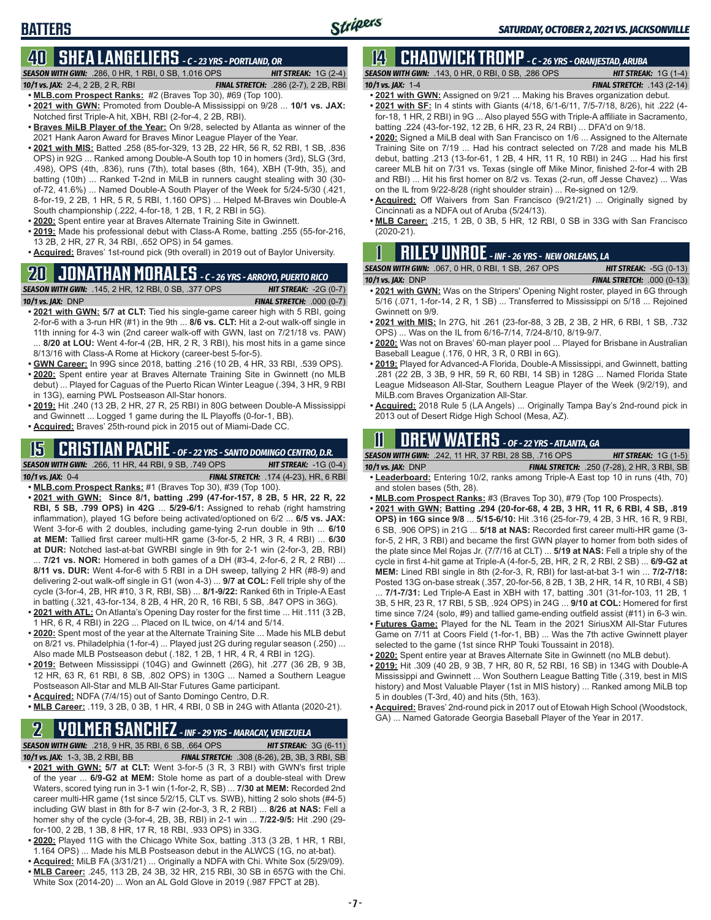# BATTERS

*SATURDAY, OCTOBER 2, 2021 VS. JACKSONVILLE*

## 40 SHEA LANGELIERS - C - 23 YRS - PORTLAND, OR

**SEASON WITH GWN:** .286, 0 HR, 1 RBI, 0 SB, 1.016 OPS — **HIT STREAK:** 1G (2-4)
**10/1 vs. JAX:** 2-4, 2 2B, 2 R, RBI — **FINAL STRETCH:** .286 (2-7), 2 2B, RBI

- **MLB.com Prospect Ranks:** #2 (Braves Top 30), #69 (Top 100).
- **2021 with GWN:** Promoted from Double-A Mississippi on 9/28 ... **10/1 vs. JAX:** Notched first Triple-A hit, XBH, RBI (2-for-4, 2 2B, RBI).
- **Braves MiLB Player of the Year:** On 9/28, selected by Atlanta as winner of the 2021 Hank Aaron Award for Braves Minor League Player of the Year.
- **2021 with MIS:** Batted .258 (85-for-329, 13 2B, 22 HR, 56 R, 52 RBI, 1 SB, .836 OPS) in 92G ... Ranked among Double-A South top 10 in homers (3rd), SLG (3rd, .498), OPS (4th, .836), runs (7th), total bases (8th, 164), XBH (T-9th, 35), and batting (10th) ... Ranked T-2nd in MiLB in runners caught stealing with 30 (30-of-72, 41.6%) ... Named Double-A South Player of the Week for 5/24-5/30 (.421, 8-for-19, 2 2B, 1 HR, 5 R, 5 RBI, 1.160 OPS) ... Helped M-Braves win Double-A South championship (.222, 4-for-18, 1 2B, 1 R, 2 RBI in 5G).
- **2020:** Spent entire year at Braves Alternate Training Site in Gwinnett.
- **2019:** Made his professional debut with Class-A Rome, batting .255 (55-for-216, 13 2B, 2 HR, 27 R, 34 RBI, .652 OPS) in 54 games.
- **Acquired:** Braves' 1st-round pick (9th overall) in 2019 out of Baylor University.

## 20 JONATHAN MORALES - C - 26 YRS - ARROYO, PUERTO RICO

**SEASON WITH GWN:** .145, 2 HR, 12 RBI, 0 SB, .377 OPS — **HIT STREAK:** -2G (0-7)
**10/1 vs. JAX:** DNP — **FINAL STRETCH:** .000 (0-7)

- **2021 with GWN: 5/7 at CLT:** Tied his single-game career high with 5 RBI, going 2-for-6 with a 3-run HR (#1) in the 9th ... **8/6 vs. CLT:** Hit a 2-out walk-off single in 11th inning for 4-3 win (2nd career walk-off with GWN, last on 7/21/18 vs. PAW) ... **8/20 at LOU:** Went 4-for-4 (2B, HR, 2 R, 3 RBI), his most hits in a game since 8/13/16 with Class-A Rome at Hickory (career-best 5-for-5).
- **GWN Career:** In 99G since 2018, batting .216 (10 2B, 4 HR, 33 RBI, .539 OPS).
- **2020:** Spent entire year at Braves Alternate Training Site in Gwinnett (no MLB debut) ... Played for Caguas of the Puerto Rican Winter League (.394, 3 HR, 9 RBI in 13G), earning PWL Postseason All-Star honors.
- **2019:** Hit .240 (13 2B, 2 HR, 27 R, 25 RBI) in 80G between Double-A Mississippi and Gwinnett ... Logged 1 game during the IL Playoffs (0-for-1, BB).
- **Acquired:** Braves' 25th-round pick in 2015 out of Miami-Dade CC.

## 15 CRISTIAN PACHE - OF - 22 YRS - SANTO DOMINGO CENTRO, D.R.

**SEASON WITH GWN:** .266, 11 HR, 44 RBI, 9 SB, .749 OPS — **HIT STREAK:** -1G (0-4)
**10/1 vs. JAX:** 0-4 — **FINAL STRETCH:** .174 (4-23), HR, 6 RBI

- **MLB.com Prospect Ranks:** #1 (Braves Top 30), #39 (Top 100).
- **2021 with GWN: Since 8/1, batting .299 (47-for-157, 8 2B, 5 HR, 22 R, 22 RBI, 5 SB, .799 OPS) in 42G** ... **5/29-6/1:** Assigned to rehab (right hamstring inflammation), played 1G before being activated/optioned on 6/2 ... **6/5 vs. JAX:** Went 3-for-6 with 2 doubles, including game-tying 2-run double in 9th ... **6/10 at MEM:** Tallied first career multi-HR game (3-for-5, 2 HR, 3 R, 4 RBI) ... **6/30 at DUR:** Notched last-at-bat GWRBI single in 9th for 2-1 win (2-for-3, 2B, RBI) ... **7/21 vs. NOR:** Homered in both games of a DH (#3-4, 2-for-6, 2 R, 2 RBI) ... **8/11 vs. DUR:** Went 4-for-6 with 5 RBI in a DH sweep, tallying 2 HR (#8-9) and delivering 2-out walk-off single in G1 (won 4-3) ... **9/7 at COL:** Fell triple shy of the cycle (3-for-4, 2B, HR #10, 3 R, RBI, SB) ... **8/1-9/22:** Ranked 6th in Triple-A East in batting (.321, 43-for-134, 8 2B, 4 HR, 20 R, 16 RBI, 5 SB, .847 OPS in 36G).
- **2021 with ATL:** On Atlanta's Opening Day roster for the first time ... Hit .111 (3 2B, 1 HR, 6 R, 4 RBI) in 22G ... Placed on IL twice, on 4/14 and 5/14.
- **2020:** Spent most of the year at the Alternate Training Site ... Made his MLB debut on 8/21 vs. Philadelphia (1-for-4) ... Played just 2G during regular season (.250) ... Also made MLB Postseason debut (.182, 1 2B, 1 HR, 4 R, 4 RBI in 12G).
- **2019:** Between Mississippi (104G) and Gwinnett (26G), hit .277 (36 2B, 9 3B, 12 HR, 63 R, 61 RBI, 8 SB, .802 OPS) in 130G ... Named a Southern League Postseason All-Star and MLB All-Star Futures Game participant.
- **Acquired:** NDFA (7/4/15) out of Santo Domingo Centro, D.R.
- **MLB Career:** .119, 3 2B, 0 3B, 1 HR, 4 RBI, 0 SB in 24G with Atlanta (2020-21).

## 2 YOLMER SANCHEZ - INF - 29 YRS - MARACAY, VENEZUELA

**SEASON WITH GWN:** .218, 9 HR, 35 RBI, 6 SB, .664 OPS — **HIT STREAK:** 3G (6-11)
**10/1 vs. JAX:** 1-3, 3B, 2 RBI, BB — **FINAL STRETCH:** .308 (8-26), 2B, 3B, 3 RBI, SB

- **2021 with GWN: 5/7 at CLT:** Went 3-for-5 (3 R, 3 RBI) with GWN's first triple of the year ... **6/9-G2 at MEM:** Stole home as part of a double-steal with Drew Waters, scored tying run in 3-1 win (1-for-2, R, SB) ... **7/30 at MEM:** Recorded 2nd career multi-HR game (1st since 5/2/15, CLT vs. SWB), hitting 2 solo shots (#4-5) including GW blast in 8th for 8-7 win (2-for-3, 2 R, 2 RBI) ... **8/26 at NAS:** Fell a homer shy of the cycle (3-for-4, 2B, 3B, RBI) in 2-1 win ... **7/22-9/5:** Hit .290 (29-for-100, 2 2B, 1 3B, 8 HR, 17 R, 18 RBI, .933 OPS) in 33G.
- **2020:** Played 11G with the Chicago White Sox, batting .313 (3 2B, 1 HR, 1 RBI, 1.164 OPS) ... Made his MLB Postseason debut in the ALWCS (1G, no at-bat).
- **Acquired:** MiLB FA (3/31/21) ... Originally a NDFA with Chi. White Sox (5/29/09).
- **MLB Career:** .245, 113 2B, 24 3B, 32 HR, 215 RBI, 30 SB in 657G with the Chi. White Sox (2014-20) ... Won an AL Gold Glove in 2019 (.987 FPCT at 2B).

## 14 CHADWICK TROMP - C - 26 YRS - ORANJESTAD, ARUBA

**SEASON WITH GWN:** .143, 0 HR, 0 RBI, 0 SB, .286 OPS — **HIT STREAK:** 1G (1-4)
**10/1 vs. JAX:** 1-4 — **FINAL STRETCH:** .143 (2-14)

- **2021 with GWN:** Assigned on 9/21 ... Making his Braves organization debut.
- **2021 with SF:** In 4 stints with Giants (4/18, 6/1-6/11, 7/5-7/18, 8/26), hit .222 (4-for-18, 1 HR, 2 RBI) in 9G ... Also played 55G with Triple-A affiliate in Sacramento, batting .224 (43-for-192, 12 2B, 6 HR, 23 R, 24 RBI) ... DFA'd on 9/18.
- **2020:** Signed a MiLB deal with San Francisco on 1/6 ... Assigned to the Alternate Training Site on 7/19 ... Had his contract selected on 7/28 and made his MLB debut, batting .213 (13-for-61, 1 2B, 4 HR, 11 R, 10 RBI) in 24G ... Had his first career MLB hit on 7/31 vs. Texas (single off Mike Minor, finished 2-for-4 with 2B and RBI) ... Hit his first homer on 8/2 vs. Texas (2-run, off Jesse Chavez) ... Was on the IL from 9/22-8/28 (right shoulder strain) ... Re-signed on 12/9.
- **Acquired:** Off Waivers from San Francisco (9/21/21) ... Originally signed by Cincinnati as a NDFA out of Aruba (5/24/13).
- **MLB Career:** .215, 1 2B, 0 3B, 5 HR, 12 RBI, 0 SB in 33G with San Francisco (2020-21).

## 1 RILEY UNROE - INF - 26 YRS - NEW ORLEANS, LA

**SEASON WITH GWN:** .067, 0 HR, 0 RBI, 1 SB, .267 OPS — **HIT STREAK:** -5G (0-13)
**10/1 vs. JAX:** DNP — **FINAL STRETCH:** .000 (0-13)

- **2021 with GWN:** Was on the Stripers' Opening Night roster, played in 6G through 5/16 (.071, 1-for-14, 2 R, 1 SB) ... Transferred to Mississippi on 5/18 ... Rejoined Gwinnett on 9/9.
- **2021 with MIS:** In 27G, hit .261 (23-for-88, 3 2B, 2 3B, 2 HR, 6 RBI, 1 SB, .732 OPS) ... Was on the IL from 6/16-7/14, 7/24-8/10, 8/19-9/7.
- **2020:** Was not on Braves' 60-man player pool ... Played for Brisbane in Australian Baseball League (.176, 0 HR, 3 R, 0 RBI in 6G).
- **2019:** Played for Advanced-A Florida, Double-A Mississippi, and Gwinnett, batting .281 (22 2B, 3 3B, 9 HR, 59 R, 60 RBI, 14 SB) in 128G ... Named Florida State League Midseason All-Star, Southern League Player of the Week (9/2/19), and MiLB.com Braves Organization All-Star.
- **Acquired:** 2018 Rule 5 (LA Angels) ... Originally Tampa Bay's 2nd-round pick in 2013 out of Desert Ridge High School (Mesa, AZ).

## 11 DREW WATERS - OF - 22 YRS - ATLANTA, GA

**SEASON WITH GWN:** .242, 11 HR, 37 RBI, 28 SB, .716 OPS — **HIT STREAK:** 1G (1-5)
**10/1 vs. JAX:** DNP — **FINAL STRETCH:** .250 (7-28), 2 HR, 3 RBI, SB

- **Leaderboard:** Entering 10/2, ranks among Triple-A East top 10 in runs (4th, 70) and stolen bases (5th, 28).
- **MLB.com Prospect Ranks:** #3 (Braves Top 30), #79 (Top 100 Prospects).
- **2021 with GWN: Batting .294 (20-for-68, 4 2B, 3 HR, 11 R, 6 RBI, 4 SB, .819 OPS) in 16G since 9/8** ... **5/15-6/10:** Hit .316 (25-for-79, 4 2B, 3 HR, 16 R, 9 RBI, 6 SB, .906 OPS) in 21G ... **5/18 at NAS:** Recorded first career multi-HR game (3-for-5, 2 HR, 3 RBI) and became the first GWN player to homer from both sides of the plate since Mel Rojas Jr. (7/7/16 at CLT) ... **5/19 at NAS:** Fell a triple shy of the cycle in first 4-hit game at Triple-A (4-for-5, 2B, HR, 2 R, 2 RBI, 2 SB) ... **6/9-G2 at MEM:** Lined RBI single in 8th (2-for-3, R, RBI) for last-at-bat 3-1 win ... **7/2-7/18:** Posted 13G on-base streak (.357, 20-for-56, 8 2B, 1 3B, 2 HR, 14 R, 10 RBI, 4 SB) ... **7/1-7/31:** Led Triple-A East in XBH with 17, batting .301 (31-for-103, 11 2B, 1 3B, 5 HR, 23 R, 17 RBI, 5 SB, .924 OPS) in 24G ... **9/10 at COL:** Homered for first time since 7/24 (solo, #9) and tallied game-ending outfield assist (#11) in 6-3 win.
- **Futures Game:** Played for the NL Team in the 2021 SiriusXM All-Star Futures Game on 7/11 at Coors Field (1-for-1, BB) ... Was the 7th active Gwinnett player selected to the game (1st since RHP Touki Toussaint in 2018).
- **2020:** Spent entire year at Braves Alternate Training Site in Gwinnett (no MLB debut).
- **2019:** Hit .309 (40 2B, 9 3B, 7 HR, 80 R, 52 RBI, 16 SB) in 134G with Double-A Mississippi and Gwinnett ... Won Southern League Batting Title (.319, best in MIS history) and Most Valuable Player (1st in MIS history) ... Ranked among MiLB top 5 in doubles (T-3rd, 40) and hits (5th, 163).
- **Acquired:** Braves' 2nd-round pick in 2017 out of Etowah High School (Woodstock, GA) ... Named Gatorade Georgia Baseball Player of the Year in 2017.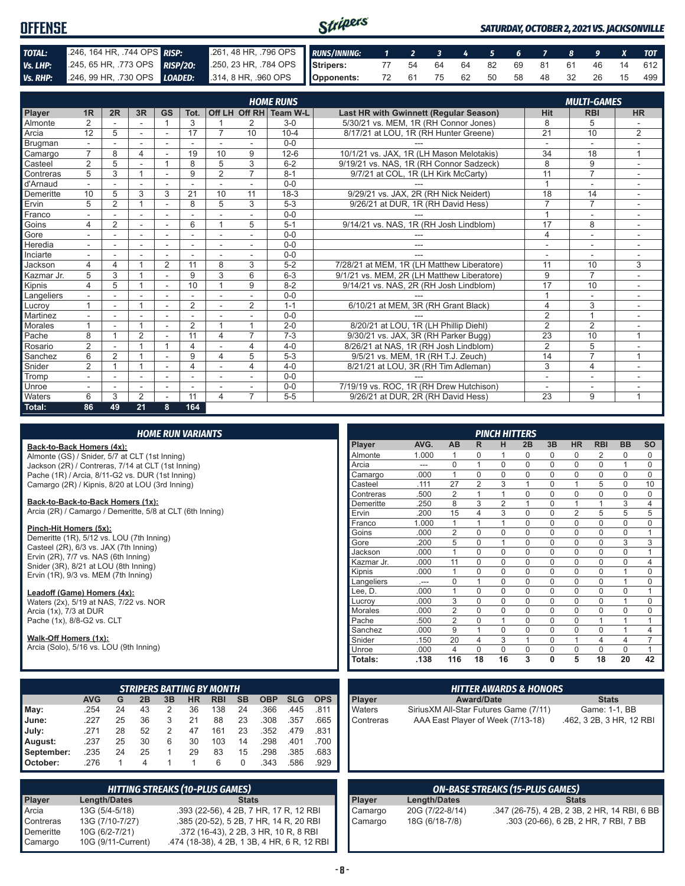# OFFENSE

*SATURDAY, OCTOBER 2, 2021 VS. JACKSONVILLE*

| | | | |
|---|---|---|---|
| **TOTAL:** | .246, 164 HR, .744 OPS | **RISP:** | .261, 48 HR, .796 OPS |
| **Vs. LHP:** | .245, 65 HR, .773 OPS | **RISP/2O:** | .250, 23 HR, .784 OPS |
| **Vs. RHP:** | .246, 99 HR, .730 OPS | **LOADED:** | .314, 8 HR, .960 OPS |

| RUNS/INNING: | 1 | 2 | 3 | 4 | 5 | 6 | 7 | 8 | 9 | X | TOT |
|---|---|---|---|---|---|---|---|---|---|---|---|
| Stripers: | 77 | 54 | 64 | 64 | 82 | 69 | 81 | 61 | 46 | 14 | 612 |
| Opponents: | 72 | 61 | 75 | 62 | 50 | 58 | 48 | 32 | 26 | 15 | 499 |

## HOME RUNS / MULTI-GAMES

| Player | 1R | 2R | 3R | GS | Tot. | Off LH | Off RH | Team W-L | Last HR with Gwinnett (Regular Season) | Hit | RBI | HR |
|---|---|---|---|---|---|---|---|---|---|---|---|---|
| Almonte | 2 | - | - | 1 | 3 | 1 | 2 | 3-0 | 5/30/21 vs. MEM, 1R (RH Connor Jones) | 8 | 5 | - |
| Arcia | 12 | 5 | - | - | 17 | 7 | 10 | 10-4 | 8/17/21 at LOU, 1R (RH Hunter Greene) | 21 | 10 | 2 |
| Brugman | - | - | - | - | - | - | - | 0-0 | --- | - | - | - |
| Camargo | 7 | 8 | 4 | - | 19 | 10 | 9 | 12-6 | 10/1/21 vs. JAX, 1R (LH Mason Melotakis) | 34 | 18 | 1 |
| Casteel | 2 | 5 | - | 1 | 8 | 5 | 3 | 6-2 | 9/19/21 vs. NAS, 1R (RH Connor Sadzeck) | 8 | 9 | - |
| Contreras | 5 | 3 | 1 | - | 9 | 2 | 7 | 8-1 | 9/7/21 at COL, 1R (LH Kirk McCarty) | 11 | 7 | - |
| d'Arnaud | - | - | - | - | - | - | - | 0-0 | --- | 1 | - | - |
| Demeritte | 10 | 5 | 3 | 3 | 21 | 10 | 11 | 18-3 | 9/29/21 vs. JAX, 2R (RH Nick Neidert) | 18 | 14 | - |
| Ervin | 5 | 2 | 1 | - | 8 | 5 | 3 | 5-3 | 9/26/21 at DUR, 1R (RH David Hess) | 7 | 7 | - |
| Franco | - | - | - | - | - | - | - | 0-0 | --- | 1 | - | - |
| Goins | 4 | 2 | - | - | 6 | 1 | 5 | 5-1 | 9/14/21 vs. NAS, 1R (RH Josh Lindblom) | 17 | 8 | - |
| Gore | - | - | - | - | - | - | - | 0-0 | --- | 4 | - | - |
| Heredia | - | - | - | - | - | - | - | 0-0 | --- | - | - | - |
| Inciarte | - | - | - | - | - | - | - | 0-0 | --- | - | - | - |
| Jackson | 4 | 4 | 1 | 2 | 11 | 8 | 3 | 5-2 | 7/28/21 at MEM, 1R (LH Matthew Liberatore) | 11 | 10 | 3 |
| Kazmar Jr. | 5 | 3 | 1 | - | 9 | 3 | 6 | 6-3 | 9/1/21 vs. MEM, 2R (LH Matthew Liberatore) | 9 | 7 | - |
| Kipnis | 4 | 5 | 1 | - | 10 | 1 | 9 | 8-2 | 9/14/21 vs. NAS, 2R (RH Josh Lindblom) | 17 | 10 | - |
| Langeliers | - | - | - | - | - | - | - | 0-0 | --- | 1 | - | - |
| Lucroy | 1 | - | 1 | - | 2 | - | 2 | 1-1 | 6/10/21 at MEM, 3R (RH Grant Black) | 4 | 3 | - |
| Martinez | - | - | - | - | - | - | - | 0-0 | --- | 2 | 1 | - |
| Morales | 1 | - | 1 | - | 2 | 1 | 1 | 2-0 | 8/20/21 at LOU, 1R (LH Phillip Diehl) | 2 | 2 | - |
| Pache | 8 | 1 | 2 | - | 11 | 4 | 7 | 7-3 | 9/30/21 vs. JAX, 3R (RH Parker Bugg) | 23 | 10 | 1 |
| Rosario | 2 | - | 1 | 1 | 4 | - | 4 | 4-0 | 8/26/21 at NAS, 1R (RH Josh Lindblom) | 2 | 5 | - |
| Sanchez | 6 | 2 | 1 | - | 9 | 4 | 5 | 5-3 | 9/5/21 vs. MEM, 1R (RH T.J. Zeuch) | 14 | 7 | 1 |
| Snider | 2 | 1 | 1 | - | 4 | - | 4 | 4-0 | 8/21/21 at LOU, 3R (RH Tim Adleman) | 3 | 4 | - |
| Tromp | - | - | - | - | - | - | - | 0-0 | --- | - | - | - |
| Unroe | - | - | - | - | - | - | - | 0-0 | 7/19/19 vs. ROC, 1R (RH Drew Hutchison) | - | - | - |
| Waters | 6 | 3 | 2 | - | 11 | 4 | 7 | 5-5 | 9/26/21 at DUR, 2R (RH David Hess) | 23 | 9 | 1 |
| **Total:** | **86** | **49** | **21** | **8** | **164** | | | | | | | |

## HOME RUN VARIANTS

**Back-to-Back Homers (4x):**
Almonte (GS) / Snider, 5/7 at CLT (1st Inning)
Jackson (2R) / Contreras, 7/14 at CLT (1st Inning)
Pache (1R) / Arcia, 8/11-G2 vs. DUR (1st Inning)
Camargo (2R) / Kipnis, 8/20 at LOU (3rd Inning)

**Back-to-Back-to-Back Homers (1x):**
Arcia (2R) / Camargo / Demeritte, 5/8 at CLT (6th Inning)

**Pinch-Hit Homers (5x):**
Demeritte (1R), 5/12 vs. LOU (7th Inning)
Casteel (2R), 6/3 vs. JAX (7th Inning)
Ervin (2R), 7/7 vs. NAS (6th Inning)
Snider (3R), 8/21 at LOU (8th Inning)
Ervin (1R), 9/3 vs. MEM (7th Inning)

**Leadoff (Game) Homers (4x):**
Waters (2x), 5/19 at NAS, 7/22 vs. NOR
Arcia (1x), 7/3 at DUR
Pache (1x), 8/8-G2 vs. CLT

**Walk-Off Homers (1x):**
Arcia (Solo), 5/16 vs. LOU (9th Inning)

## PINCH HITTERS

| Player | AVG. | AB | R | H | 2B | 3B | HR | RBI | BB | SO |
|---|---|---|---|---|---|---|---|---|---|---|
| Almonte | 1.000 | 1 | 0 | 1 | 0 | 0 | 0 | 2 | 0 | 0 |
| Arcia | --- | 0 | 1 | 0 | 0 | 0 | 0 | 0 | 1 | 0 |
| Camargo | .000 | 1 | 0 | 0 | 0 | 0 | 0 | 0 | 0 | 0 |
| Casteel | .111 | 27 | 2 | 3 | 1 | 0 | 1 | 5 | 0 | 10 |
| Contreras | .500 | 2 | 1 | 1 | 0 | 0 | 0 | 0 | 0 | 0 |
| Demeritte | .250 | 8 | 3 | 2 | 1 | 0 | 1 | 1 | 3 | 4 |
| Ervin | .200 | 15 | 4 | 3 | 0 | 0 | 2 | 5 | 5 | 5 |
| Franco | 1.000 | 1 | 1 | 1 | 0 | 0 | 0 | 0 | 0 | 0 |
| Goins | .000 | 2 | 0 | 0 | 0 | 0 | 0 | 0 | 0 | 1 |
| Gore | .200 | 5 | 0 | 1 | 0 | 0 | 0 | 0 | 3 | 3 |
| Jackson | .000 | 1 | 0 | 0 | 0 | 0 | 0 | 0 | 0 | 1 |
| Kazmar Jr. | .000 | 11 | 0 | 0 | 0 | 0 | 0 | 0 | 0 | 4 |
| Kipnis | .000 | 1 | 0 | 0 | 0 | 0 | 0 | 0 | 1 | 0 |
| Langeliers | .--- | 0 | 1 | 0 | 0 | 0 | 0 | 0 | 1 | 0 |
| Lee, D. | .000 | 1 | 0 | 0 | 0 | 0 | 0 | 0 | 0 | 1 |
| Lucroy | .000 | 3 | 0 | 0 | 0 | 0 | 0 | 0 | 1 | 0 |
| Morales | .000 | 2 | 0 | 0 | 0 | 0 | 0 | 0 | 0 | 0 |
| Pache | .500 | 2 | 0 | 1 | 0 | 0 | 0 | 1 | 1 | 1 |
| Sanchez | .000 | 9 | 1 | 0 | 0 | 0 | 0 | 0 | 1 | 4 |
| Snider | .150 | 20 | 4 | 3 | 1 | 0 | 1 | 4 | 4 | 7 |
| Unroe | .000 | 4 | 0 | 0 | 0 | 0 | 0 | 0 | 0 | 1 |
| **Totals:** | **.138** | **116** | **18** | **16** | **3** | **0** | **5** | **18** | **20** | **42** |

## STRIPERS BATTING BY MONTH

| | AVG | G | 2B | 3B | HR | RBI | SB | OBP | SLG | OPS |
|---|---|---|---|---|---|---|---|---|---|---|
| May: | .254 | 24 | 43 | 2 | 36 | 138 | 24 | .366 | .445 | .811 |
| June: | .227 | 25 | 36 | 3 | 21 | 88 | 23 | .308 | .357 | .665 |
| July: | .271 | 28 | 52 | 2 | 47 | 161 | 23 | .352 | .479 | .831 |
| August: | .237 | 25 | 30 | 6 | 30 | 103 | 14 | .298 | .401 | .700 |
| September: | .235 | 24 | 25 | 1 | 29 | 83 | 15 | .298 | .385 | .683 |
| October: | .276 | 1 | 4 | 1 | 1 | 6 | 0 | .343 | .586 | .929 |

## HITTER AWARDS & HONORS

| Player | Award/Date | Stats |
|---|---|---|
| Waters | SiriusXM All-Star Futures Game (7/11) | Game: 1-1, BB |
| Contreras | AAA East Player of Week (7/13-18) | .462, 3 2B, 3 HR, 12 RBI |

## HITTING STREAKS (10-PLUS GAMES)

| Player | Length/Dates | Stats |
|---|---|---|
| Arcia | 13G (5/4-5/18) | .393 (22-56), 4 2B, 7 HR, 17 R, 12 RBI |
| Contreras | 13G (7/10-7/27) | .385 (20-52), 5 2B, 7 HR, 14 R, 20 RBI |
| Demeritte | 10G (6/2-7/21) | .372 (16-43), 2 2B, 3 HR, 10 R, 8 RBI |
| Camargo | 10G (9/11-Current) | .474 (18-38), 4 2B, 1 3B, 4 HR, 6 R, 12 RBI |

## ON-BASE STREAKS (15-PLUS GAMES)

| Player | Length/Dates | Stats |
|---|---|---|
| Camargo | 20G (7/22-8/14) | .347 (26-75), 4 2B, 2 3B, 2 HR, 14 RBI, 6 BB |
| Camargo | 18G (6/18-7/8) | .303 (20-66), 6 2B, 2 HR, 7 RBI, 7 BB |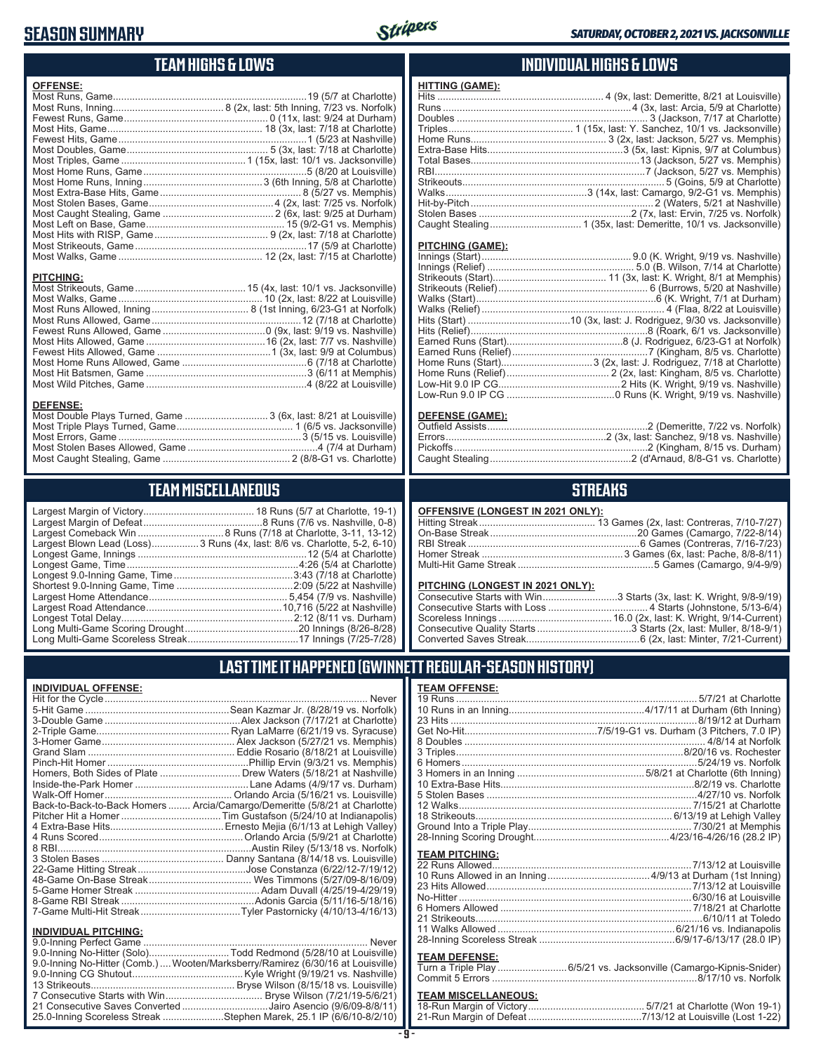# SEASON SUMMARY

*SATURDAY, OCTOBER 2, 2021 VS. JACKSONVILLE*

## TEAM HIGHS & LOWS

### OFFENSE:

| | |
|---|---|
| Most Runs, Game | 19 (5/7 at Charlotte) |
| Most Runs, Inning | 8 (2x, last: 5th Inning, 7/23 vs. Norfolk) |
| Fewest Runs, Game | 0 (11x, last: 9/24 at Durham) |
| Most Hits, Game | 18 (3x, last: 7/18 at Charlotte) |
| Fewest Hits, Game | 1 (5/23 at Nashville) |
| Most Doubles, Game | 5 (3x, last: 7/18 at Charlotte) |
| Most Triples, Game | 1 (15x, last: 10/1 vs. Jacksonville) |
| Most Home Runs, Game | 5 (8/20 at Louisville) |
| Most Home Runs, Inning | 3 (6th Inning, 5/8 at Charlotte) |
| Most Extra-Base Hits, Game | 8 (5/27 vs. Memphis) |
| Most Stolen Bases, Game | 4 (2x, last: 7/25 vs. Norfolk) |
| Most Caught Stealing, Game | 2 (6x, last: 9/25 at Durham) |
| Most Left on Base, Game | 15 (9/2-G1 vs. Memphis) |
| Most Hits with RISP, Game | 9 (2x, last: 7/18 at Charlotte) |
| Most Strikeouts, Game | 17 (5/9 at Charlotte) |
| Most Walks, Game | 12 (2x, last: 7/15 at Charlotte) |

### PITCHING:

| | |
|---|---|
| Most Strikeouts, Game | 15 (4x, last: 10/1 vs. Jacksonville) |
| Most Walks, Game | 10 (2x, last: 8/22 at Louisville) |
| Most Runs Allowed, Inning | 8 (1st Inning, 6/23-G1 at Norfolk) |
| Most Runs Allowed, Game | 12 (7/18 at Charlotte) |
| Fewest Runs Allowed, Game | 0 (9x, last: 9/19 vs. Nashville) |
| Most Hits Allowed, Game | 16 (2x, last: 7/7 vs. Nashville) |
| Fewest Hits Allowed, Game | 1 (3x, last: 9/9 at Columbus) |
| Most Home Runs Allowed, Game | 6 (7/18 at Charlotte) |
| Most Hit Batsmen, Game | 3 (6/11 at Memphis) |
| Most Wild Pitches, Game | 4 (8/22 at Louisville) |

### DEFENSE:

| | |
|---|---|
| Most Double Plays Turned, Game | 3 (6x, last: 8/21 at Louisville) |
| Most Triple Plays Turned, Game | 1 (6/5 vs. Jacksonville) |
| Most Errors, Game | 3 (5/15 vs. Louisville) |
| Most Stolen Bases Allowed, Game | 4 (7/4 at Durham) |
| Most Caught Stealing, Game | 2 (8/8-G1 vs. Charlotte) |

## INDIVIDUAL HIGHS & LOWS

### HITTING (GAME):

| | |
|---|---|
| Hits | 4 (9x, last: Demeritte, 8/21 at Louisville) |
| Runs | 4 (3x, last: Arcia, 5/9 at Charlotte) |
| Doubles | 3 (Jackson, 7/17 at Charlotte) |
| Triples | 1 (15x, last: Y. Sanchez, 10/1 vs. Jacksonville) |
| Home Runs | 3 (2x, last: Jackson, 5/27 vs. Memphis) |
| Extra-Base Hits | 3 (5x, last: Kipnis, 9/7 at Columbus) |
| Total Bases | 13 (Jackson, 5/27 vs. Memphis) |
| RBI | 7 (Jackson, 5/27 vs. Memphis) |
| Strikeouts | 5 (Goins, 5/9 at Charlotte) |
| Walks | 3 (14x, last: Camargo, 9/2-G1 vs. Memphis) |
| Hit-by-Pitch | 2 (Waters, 5/21 at Nashville) |
| Stolen Bases | 2 (7x, last: Ervin, 7/25 vs. Norfolk) |
| Caught Stealing | 1 (35x, last: Demeritte, 10/1 vs. Jacksonville) |

### PITCHING (GAME):

| | |
|---|---|
| Innings (Start) | 9.0 (K. Wright, 9/19 vs. Nashville) |
| Innings (Relief) | 5.0 (B. Wilson, 7/14 at Charlotte) |
| Strikeouts (Start) | 11 (3x, last: K. Wright, 8/1 at Memphis) |
| Strikeouts (Relief) | 6 (Burrows, 5/20 at Nashville) |
| Walks (Start) | 6 (K. Wright, 7/1 at Durham) |
| Walks (Relief) | 4 (Flaa, 8/22 at Louisville) |
| Hits (Start) | 10 (3x, last: J. Rodriguez, 9/30 vs. Jacksonville) |
| Hits (Relief) | 8 (Roark, 6/1 vs. Jacksonville) |
| Earned Runs (Start) | 8 (J. Rodriguez, 6/23-G1 at Norfolk) |
| Earned Runs (Relief) | 7 (Kingham, 8/5 vs. Charlotte) |
| Home Runs (Start) | 3 (2x, last: J. Rodriguez, 7/18 at Charlotte) |
| Home Runs (Relief) | 2 (2x, last: Kingham, 8/5 vs. Charlotte) |
| Low-Hit 9.0 IP CG | 2 Hits (K. Wright, 9/19 vs. Nashville) |
| Low-Run 9.0 IP CG | 0 Runs (K. Wright, 9/19 vs. Nashville) |

### DEFENSE (GAME):

| | |
|---|---|
| Outfield Assists | 2 (Demeritte, 7/22 vs. Norfolk) |
| Errors | 2 (3x, last: Sanchez, 9/18 vs. Nashville) |
| Pickoffs | 2 (Kingham, 8/15 vs. Durham) |
| Caught Stealing | 2 (d'Arnaud, 8/8-G1 vs. Charlotte) |

## TEAM MISCELLANEOUS

| | |
|---|---|
| Largest Margin of Victory | 18 Runs (5/7 at Charlotte, 19-1) |
| Largest Margin of Defeat | 8 Runs (7/6 vs. Nashville, 0-8) |
| Largest Comeback Win | 8 Runs (7/18 at Charlotte, 3-11, 13-12) |
| Largest Blown Lead (Loss) | 3 Runs (4x, last: 8/6 vs. Charlotte, 5-2, 6-10) |
| Longest Game, Innings | 12 (5/4 at Charlotte) |
| Longest Game, Time | 4:26 (5/4 at Charlotte) |
| Longest 9.0-Inning Game, Time | 3:43 (7/18 at Charlotte) |
| Shortest 9.0-Inning Game, Time | 2:09 (5/22 at Nashville) |
| Largest Home Attendance | 5,454 (7/9 vs. Nashville) |
| Largest Road Attendance | 10,716 (5/22 at Nashville) |
| Longest Total Delay | 2:12 (8/11 vs. Durham) |
| Long Multi-Game Scoring Drought | 20 Innings (8/26-8/28) |
| Long Multi-Game Scoreless Streak | 17 Innings (7/25-7/28) |

## STREAKS

### OFFENSIVE (LONGEST IN 2021 ONLY):

| | |
|---|---|
| Hitting Streak | 13 Games (2x, last: Contreras, 7/10-7/27) |
| On-Base Streak | 20 Games (Camargo, 7/22-8/14) |
| RBI Streak | 6 Games (Contreras, 7/16-7/23) |
| Homer Streak | 3 Games (6x, last: Pache, 8/8-8/11) |
| Multi-Hit Game Streak | 5 Games (Camargo, 9/4-9/9) |

### PITCHING (LONGEST IN 2021 ONLY):

| | |
|---|---|
| Consecutive Starts with Win | 3 Starts (3x, last: K. Wright, 9/8-9/19) |
| Consecutive Starts with Loss | 4 Starts (Johnstone, 5/13-6/4) |
| Scoreless Innings | 16.0 (2x, last: K. Wright, 9/14-Current) |
| Consecutive Quality Starts | 3 Starts (2x, last: Muller, 8/18-9/1) |
| Converted Saves Streak | 6 (2x, last: Minter, 7/21-Current) |

## LAST TIME IT HAPPENED (GWINNETT REGULAR-SEASON HISTORY)

### INDIVIDUAL OFFENSE:

| | |
|---|---|
| Hit for the Cycle | Never |
| 5-Hit Game | Sean Kazmar Jr. (8/28/19 vs. Norfolk) |
| 3-Double Game | Alex Jackson (7/17/21 at Charlotte) |
| 2-Triple Game | Ryan LaMarre (6/21/19 vs. Syracuse) |
| 3-Homer Game | Alex Jackson (5/27/21 vs. Memphis) |
| Grand Slam | Eddie Rosario (8/18/21 at Louisville) |
| Pinch-Hit Homer | Phillip Ervin (9/3/21 vs. Memphis) |
| Homers, Both Sides of Plate | Drew Waters (5/18/21 at Nashville) |
| Inside-the-Park Homer | Lane Adams (4/9/17 vs. Durham) |
| Walk-Off Homer | Orlando Arcia (5/16/21 vs. Louisville) |
| Back-to-Back-to-Back Homers | Arcia/Camargo/Demeritte (5/8/21 at Charlotte) |
| Pitcher Hit a Homer | Tim Gustafson (5/24/10 at Indianapolis) |
| 4 Extra-Base Hits | Ernesto Mejia (6/1/13 at Lehigh Valley) |
| 4 Runs Scored | Orlando Arcia (5/9/21 at Charlotte) |
| 8 RBI | Austin Riley (5/13/18 vs. Norfolk) |
| 3 Stolen Bases | Danny Santana (8/14/18 vs. Louisville) |
| 22-Game Hitting Streak | Jose Constanza (6/22/12-7/19/12) |
| 48-Game On-Base Streak | Wes Timmons (5/27/09-8/16/09) |
| 5-Game Homer Streak | Adam Duvall (4/25/19-4/29/19) |
| 8-Game RBI Streak | Adonis Garcia (5/11/16-5/18/16) |
| 7-Game Multi-Hit Streak | Tyler Pastornicky (4/10/13-4/16/13) |

### INDIVIDUAL PITCHING:

| | |
|---|---|
| 9.0-Inning Perfect Game | Never |
| 9.0-Inning No-Hitter (Solo) | Todd Redmond (5/28/10 at Louisville) |
| 9.0-Inning No-Hitter (Comb.) | Wooten/Marksberry/Ramirez (6/30/16 at Louisville) |
| 9.0-Inning CG Shutout | Kyle Wright (9/19/21 vs. Nashville) |
| 13 Strikeouts | Bryse Wilson (8/15/18 vs. Louisville) |
| 7 Consecutive Starts with Win | Bryse Wilson (7/21/19-5/6/21) |
| 21 Consecutive Saves Converted | Jairo Asencio (9/6/09-8/8/11) |
| 25.0-Inning Scoreless Streak | Stephen Marek, 25.1 IP (6/6/10-8/2/10) |

### TEAM OFFENSE:

| | |
|---|---|
| 19 Runs | 5/7/21 at Charlotte |
| 10 Runs in an Inning | 4/17/11 at Durham (6th Inning) |
| 23 Hits | 8/19/12 at Durham |
| Get No-Hit | 7/5/19-G1 vs. Durham (3 Pitchers, 7.0 IP) |
| 8 Doubles | 4/8/14 at Norfolk |
| 3 Triples | 8/20/16 vs. Rochester |
| 6 Homers | 5/24/19 vs. Norfolk |
| 3 Homers in an Inning | 5/8/21 at Charlotte (6th Inning) |
| 10 Extra-Base Hits | 8/2/19 vs. Charlotte |
| 5 Stolen Bases | 4/27/10 vs. Norfolk |
| 12 Walks | 7/15/21 at Charlotte |
| 18 Strikeouts | 6/13/19 at Lehigh Valley |
| Ground Into a Triple Play | 7/30/21 at Memphis |
| 28-Inning Scoring Drought | 4/23/16-4/26/16 (28.2 IP) |

### TEAM PITCHING:

| | |
|---|---|
| 22 Runs Allowed | 7/13/12 at Louisville |
| 10 Runs Allowed in an Inning | 4/9/13 at Durham (1st Inning) |
| 23 Hits Allowed | 7/13/12 at Louisville |
| No-Hitter | 6/30/16 at Louisville |
| 6 Homers Allowed | 7/18/21 at Charlotte |
| 21 Strikeouts | 6/10/11 at Toledo |
| 11 Walks Allowed | 6/21/16 vs. Indianapolis |
| 28-Inning Scoreless Streak | 6/9/17-6/13/17 (28.0 IP) |

### TEAM DEFENSE:

| | |
|---|---|
| Turn a Triple Play | 6/5/21 vs. Jacksonville (Camargo-Kipnis-Snider) |
| Commit 5 Errors | 8/17/10 vs. Norfolk |

### TEAM MISCELLANEOUS:

| | |
|---|---|
| 18-Run Margin of Victory | 5/7/21 at Charlotte (Won 19-1) |
| 21-Run Margin of Defeat | 7/13/12 at Louisville (Lost 1-22) |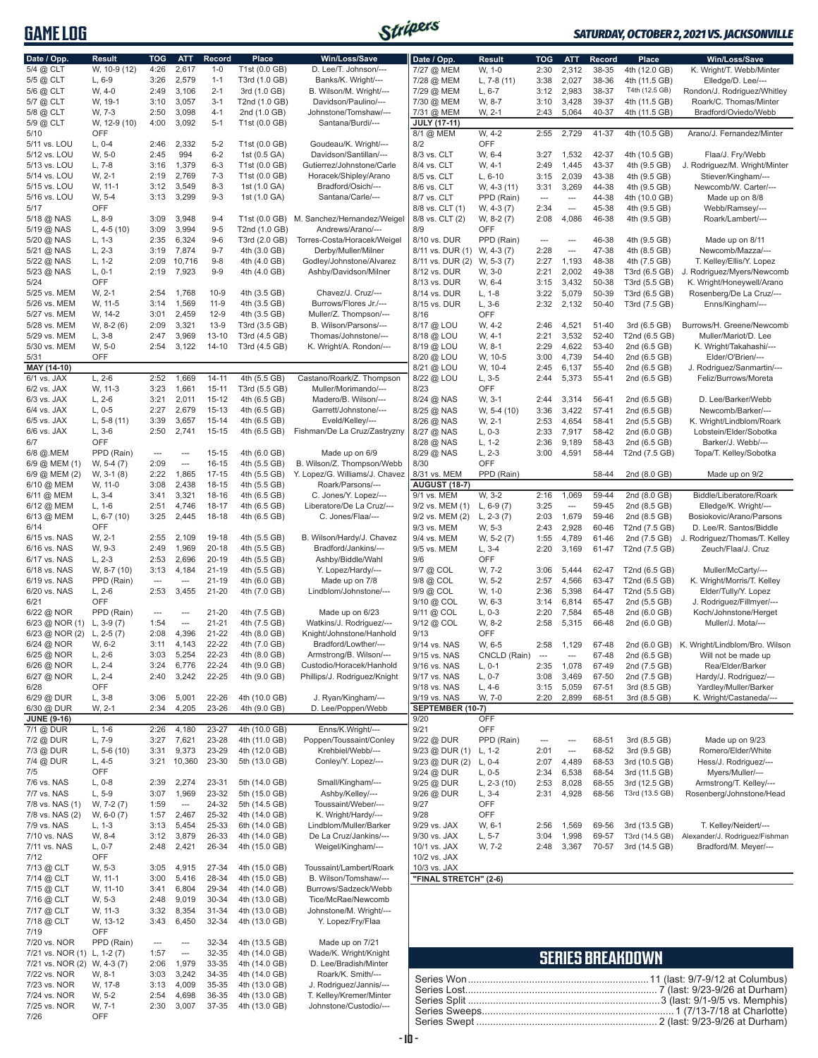# GAME LOG

*SATURDAY, OCTOBER 2, 2021 VS. JACKSONVILLE*

| Date / Opp. | Result | TOG | ATT | Record | Place | Win/Loss/Save |
|---|---|---|---|---|---|---|
| 5/4 @ CLT | W, 10-9 (12) | 4:26 | 2,617 | 1-0 | T1st (0.0 GB) | D. Lee/T. Johnson/--- |
| 5/5 @ CLT | L, 6-9 | 3:26 | 2,579 | 1-1 | T3rd (1.0 GB) | Banks/K. Wright/--- |
| 5/6 @ CLT | W, 4-0 | 2:49 | 3,106 | 2-1 | 3rd (1.0 GB) | B. Wilson/M. Wright/--- |
| 5/7 @ CLT | W, 19-1 | 3:10 | 3,057 | 3-1 | T2nd (1.0 GB) | Davidson/Paulino/--- |
| 5/8 @ CLT | W, 7-3 | 2:50 | 3,098 | 4-1 | 2nd (1.0 GB) | Johnstone/Tomshaw/--- |
| 5/9 @ CLT | W, 12-9 (10) | 4:00 | 3,092 | 5-1 | T1st (0.0 GB) | Santana/Burdi/--- |
| 5/10 | OFF | | | | | |
| 5/11 vs. LOU | L, 0-4 | 2:46 | 2,332 | 5-2 | T1st (0.0 GB) | Goudeau/K. Wright/--- |
| 5/12 vs. LOU | W, 5-0 | 2:45 | 994 | 6-2 | 1st (0.5 GA) | Davidson/Santillan/--- |
| 5/13 vs. LOU | L, 7-8 | 3:16 | 1,379 | 6-3 | T1st (0.0 GB) | Gutierrez/Johnstone/Carle |
| 5/14 vs. LOU | W, 2-1 | 2:19 | 2,769 | 7-3 | T1st (0.0 GB) | Horacek/Shipley/Arano |
| 5/15 vs. LOU | W, 11-1 | 3:12 | 3,549 | 8-3 | 1st (1.0 GA) | Bradford/Osich/--- |
| 5/16 vs. LOU | W, 5-4 | 3:13 | 3,299 | 9-3 | 1st (1.0 GA) | Santana/Carle/--- |
| 5/17 | OFF | | | | | |
| 5/18 @ NAS | L, 8-9 | 3:09 | 3,948 | 9-4 | T1st (0.0 GB) | M. Sanchez/Hernandez/Weigel |
| 5/19 @ NAS | L, 4-5 (10) | 3:09 | 3,994 | 9-5 | T2nd (1.0 GB) | Andrews/Arano/--- |
| 5/20 @ NAS | L, 1-3 | 2:35 | 6,324 | 9-6 | T3rd (2.0 GB) | Torres-Costa/Horacek/Weigel |
| 5/21 @ NAS | L, 2-3 | 3:19 | 7,874 | 9-7 | 4th (3.0 GB) | Derby/Muller/Milner |
| 5/22 @ NAS | L, 1-2 | 2:09 | 10,716 | 9-8 | 4th (4.0 GB) | Godley/Johnstone/Alvarez |
| 5/23 @ NAS | L, 0-1 | 2:19 | 7,923 | 9-9 | 4th (4.0 GB) | Ashby/Davidson/Milner |
| 5/24 | OFF | | | | | |
| 5/25 vs. MEM | W, 2-1 | 2:54 | 1,768 | 10-9 | 4th (3.5 GB) | Chavez/J. Cruz/--- |
| 5/26 vs. MEM | W, 11-5 | 3:14 | 1,569 | 11-9 | 4th (3.5 GB) | Burrows/Flores Jr./--- |
| 5/27 vs. MEM | W, 14-2 | 3:01 | 2,459 | 12-9 | 4th (3.5 GB) | Muller/Z. Thompson/--- |
| 5/28 vs. MEM | W, 8-2 (6) | 2:09 | 3,321 | 13-9 | T3rd (3.5 GB) | B. Wilson/Parsons/--- |
| 5/29 vs. MEM | L, 3-8 | 2:47 | 3,969 | 13-10 | T3rd (4.5 GB) | Thomas/Johnstone/--- |
| 5/30 vs. MEM | W, 5-0 | 2:54 | 3,122 | 14-10 | T3rd (4.5 GB) | K. Wright/A. Rondon/--- |
| 5/31 | OFF | | | | | |
| **MAY (14-10)** | | | | | | |
| 6/1 vs. JAX | L, 2-6 | 2:52 | 1,669 | 14-11 | 4th (5.5 GB) | Castano/Roark/Z. Thompson |
| 6/2 vs. JAX | W, 11-3 | 3:23 | 1,661 | 15-11 | T3rd (5.5 GB) | Muller/Morimando/--- |
| 6/3 vs. JAX | L, 2-6 | 3:21 | 2,011 | 15-12 | 4th (6.5 GB) | Madero/B. Wilson/--- |
| 6/4 vs. JAX | L, 0-5 | 2:27 | 2,679 | 15-13 | 4th (6.5 GB) | Garrett/Johnstone/--- |
| 6/5 vs. JAX | L, 5-8 (11) | 3:39 | 3,657 | 15-14 | 4th (6.5 GB) | Eveld/Kelley/--- |
| 6/6 vs. JAX | L, 3-6 | 2:50 | 2,741 | 15-15 | 4th (6.5 GB) | Fishman/De La Cruz/Zastryzny |
| 6/7 | OFF | | | | | |
| 6/8 @ MEM | PPD (Rain) | --- | --- | 15-15 | 4th (6.0 GB) | Made up on 6/9 |
| 6/9 @ MEM (1) | W, 5-4 (7) | 2:09 | --- | 16-15 | 4th (5.5 GB) | B. Wilson/Z. Thompson/Webb |
| 6/9 @ MEM (2) | W, 3-1 (8) | 2:22 | 1,865 | 17-15 | 4th (5.5 GB) | Y. Lopez/G. Williams/J. Chavez |
| 6/10 @ MEM | W, 11-0 | 3:08 | 2,438 | 18-15 | 4th (5.5 GB) | Roark/Parsons/--- |
| 6/11 @ MEM | L, 3-4 | 3:41 | 3,321 | 18-16 | 4th (6.5 GB) | C. Jones/Y. Lopez/--- |
| 6/12 @ MEM | L, 1-6 | 2:51 | 4,746 | 18-17 | 4th (6.5 GB) | Liberatore/De La Cruz/--- |
| 6/13 @ MEM | L, 6-7 (10) | 3:25 | 2,445 | 18-18 | 4th (6.5 GB) | C. Jones/Flaa/--- |
| 6/14 | OFF | | | | | |
| 6/15 vs. NAS | W, 2-1 | 2:55 | 2,109 | 19-18 | 4th (5.5 GB) | B. Wilson/Hardy/J. Chavez |
| 6/16 vs. NAS | W, 9-3 | 2:49 | 1,969 | 20-18 | 4th (5.5 GB) | Bradford/Jankins/--- |
| 6/17 vs. NAS | L, 2-3 | 2:53 | 2,696 | 20-19 | 4th (5.5 GB) | Ashby/Biddle/Wahl |
| 6/18 vs. NAS | W, 8-7 (10) | 3:13 | 4,184 | 21-19 | 4th (5.5 GB) | Y. Lopez/Hardy/--- |
| 6/19 vs. NAS | PPD (Rain) | --- | --- | 21-19 | 4th (6.0 GB) | Made up on 7/8 |
| 6/20 vs. NAS | L, 2-6 | 2:53 | 3,455 | 21-20 | 4th (7.0 GB) | Lindblom/Johnstone/--- |
| 6/21 | OFF | | | | | |
| 6/22 @ NOR | PPD (Rain) | --- | --- | 21-20 | 4th (7.5 GB) | Made up on 6/23 |
| 6/23 @ NOR (1) | L, 3-9 (7) | 1:54 | --- | 21-21 | 4th (7.5 GB) | Watkins/J. Rodriguez/--- |
| 6/23 @ NOR (2) | L, 2-5 (7) | 2:08 | 4,396 | 21-22 | 4th (8.0 GB) | Knight/Johnstone/Hanhold |
| 6/24 @ NOR | W, 6-2 | 3:11 | 4,143 | 22-22 | 4th (7.0 GB) | Bradford/Lowther/--- |
| 6/25 @ NOR | L, 2-6 | 3:03 | 5,254 | 22-23 | 4th (8.0 GB) | Armstrong/B. Wilson/--- |
| 6/26 @ NOR | L, 2-4 | 3:24 | 6,776 | 22-24 | 4th (9.0 GB) | Custodio/Horacek/Hanhold |
| 6/27 @ NOR | L, 2-4 | 2:40 | 3,242 | 22-25 | 4th (9.0 GB) | Phillips/J. Rodriguez/Knight |
| 6/28 | OFF | | | | | |
| 6/29 @ DUR | L, 3-8 | 3:06 | 5,001 | 22-26 | 4th (10.0 GB) | J. Ryan/Kingham/--- |
| 6/30 @ DUR | W, 2-1 | 2:34 | 4,205 | 23-26 | 4th (9.0 GB) | D. Lee/Poppen/Webb |
| **JUNE (9-16)** | | | | | | |
| 7/1 @ DUR | L, 1-6 | 2:26 | 4,180 | 23-27 | 4th (10.0 GB) | Enns/K.Wright/--- |
| 7/2 @ DUR | L, 7-9 | 3:27 | 7,621 | 23-28 | 4th (11.0 GB) | Poppen/Toussaint/Conley |
| 7/3 @ DUR | L, 5-6 (10) | 3:31 | 9,373 | 23-29 | 4th (12.0 GB) | Krehbiel/Webb/--- |
| 7/4 @ DUR | L, 4-5 | 3:21 | 10,360 | 23-30 | 5th (13.0 GB) | Conley/Y. Lopez/--- |
| 7/5 | OFF | | | | | |
| 7/6 vs. NAS | L, 0-8 | 2:39 | 2,274 | 23-31 | 5th (14.0 GB) | Small/Kingham/--- |
| 7/7 vs. NAS | L, 5-9 | 3:07 | 1,969 | 23-32 | 5th (15.0 GB) | Ashby/Kelley/--- |
| 7/8 vs. NAS (1) | W, 7-2 (7) | 1:59 | --- | 24-32 | 5th (14.5 GB) | Toussaint/Weber/--- |
| 7/8 vs. NAS (2) | W, 6-0 (7) | 1:57 | 2,467 | 25-32 | 4th (14.0 GB) | K. Wright/Hardy/--- |
| 7/9 vs. NAS | L, 1-3 | 3:13 | 5,454 | 25-33 | 6th (14.0 GB) | Lindblom/Muller/Barker |
| 7/10 vs. NAS | W, 8-4 | 3:12 | 3,879 | 26-33 | 4th (14.0 GB) | De La Cruz/Jankins/--- |
| 7/11 vs. NAS | L, 0-7 | 2:48 | 2,421 | 26-34 | 4th (15.0 GB) | Weigel/Kingham/--- |
| 7/12 | OFF | | | | | |
| 7/13 @ CLT | W, 5-3 | 3:05 | 4,915 | 27-34 | 4th (15.0 GB) | Toussaint/Lambert/Roark |
| 7/14 @ CLT | W, 11-1 | 3:00 | 5,416 | 28-34 | 4th (15.0 GB) | B. Wilson/Tomshaw/--- |
| 7/15 @ CLT | W, 11-10 | 3:41 | 6,804 | 29-34 | 4th (14.0 GB) | Burrows/Sadzeck/Webb |
| 7/16 @ CLT | W, 5-3 | 2:48 | 9,019 | 30-34 | 4th (13.0 GB) | Tice/McRae/Newcomb |
| 7/17 @ CLT | W, 11-3 | 3:32 | 8,354 | 31-34 | 4th (13.0 GB) | Johnstone/M. Wright/--- |
| 7/18 @ CLT | W, 13-12 | 3:43 | 6,450 | 32-34 | 4th (13.0 GB) | Y. Lopez/Fry/Flaa |
| 7/19 | OFF | | | | | |
| 7/20 vs. NOR | PPD (Rain) | --- | --- | 32-34 | 4th (13.5 GB) | Made up on 7/21 |
| 7/21 vs. NOR (1) | L, 1-2 (7) | 1:57 | --- | 32-35 | 4th (14.0 GB) | Wade/K. Wright/Knight |
| 7/21 vs. NOR (2) | W, 4-3 (7) | 2:06 | 1,979 | 33-35 | 4th (14.0 GB) | D. Lee/Bradish/Minter |
| 7/22 vs. NOR | W, 8-1 | 3:03 | 3,242 | 34-35 | 4th (14.0 GB) | Roark/K. Smith/--- |
| 7/23 vs. NOR | W, 17-8 | 3:13 | 4,009 | 35-35 | 4th (13.0 GB) | J. Rodriguez/Jannis/--- |
| 7/24 vs. NOR | W, 5-2 | 2:54 | 4,698 | 36-35 | 4th (13.0 GB) | T. Kelley/Kremer/Minter |
| 7/25 vs. NOR | W, 7-1 | 2:30 | 3,007 | 37-35 | 4th (13.0 GB) | Johnstone/Custodio/--- |
| 7/26 | OFF | | | | | |
| 7/27 @ MEM | W, 1-0 | 2:30 | 2,312 | 38-35 | 4th (12.0 GB) | K. Wright/T. Webb/Minter |
| 7/28 @ MEM | L, 7-8 (11) | 3:38 | 2,027 | 38-36 | 4th (11.5 GB) | Elledge/D. Lee/--- |
| 7/29 @ MEM | L, 6-7 | 3:12 | 2,983 | 38-37 | T4th (12.5 GB) | Rondon/J. Rodriguez/Whitley |
| 7/30 @ MEM | W, 8-7 | 3:10 | 3,428 | 39-37 | 4th (11.5 GB) | Roark/C. Thomas/Minter |
| 7/31 @ MEM | W, 2-1 | 2:43 | 5,064 | 40-37 | 4th (11.5 GB) | Bradford/Oviedo/Webb |
| **JULY (17-11)** | | | | | | |
| 8/1 @ MEM | W, 4-2 | 2:55 | 2,729 | 41-37 | 4th (10.5 GB) | Arano/J. Fernandez/Minter |
| 8/2 | OFF | | | | | |
| 8/3 vs. CLT | W, 6-4 | 3:27 | 1,532 | 42-37 | 4th (10.5 GB) | Flaa/J. Fry/Webb |
| 8/4 vs. CLT | W, 4-1 | 2:49 | 1,445 | 43-37 | 4th (9.5 GB) | J. Rodriguez/M. Wright/Minter |
| 8/5 vs. CLT | L, 6-10 | 3:15 | 2,039 | 43-38 | 4th (9.5 GB) | Stiever/Kingham/--- |
| 8/6 vs. CLT | W, 4-3 (11) | 3:31 | 3,269 | 44-38 | 4th (9.5 GB) | Newcomb/W. Carter/--- |
| 8/7 vs. CLT | PPD (Rain) | --- | --- | 44-38 | 4th (10.0 GB) | Made up on 8/8 |
| 8/8 vs. CLT (1) | W, 4-3 (7) | 2:34 | --- | 45-38 | 4th (9.5 GB) | Webb/Ramsey/--- |
| 8/8 vs. CLT (2) | W, 8-2 (7) | 2:08 | 4,086 | 46-38 | 4th (9.5 GB) | Roark/Lambert/--- |
| 8/9 | OFF | | | | | |
| 8/10 vs. DUR | PPD (Rain) | --- | --- | 46-38 | 4th (9.5 GB) | Made up on 8/11 |
| 8/11 vs. DUR (1) | W, 4-3 (7) | 2:28 | --- | 47-38 | 4th (8.5 GB) | Newcomb/Mazza/--- |
| 8/11 vs. DUR (2) | W, 5-3 (7) | 2:27 | 1,193 | 48-38 | 4th (7.5 GB) | T. Kelley/Ellis/Y. Lopez |
| 8/12 vs. DUR | W, 3-0 | 2:21 | 2,002 | 49-38 | T3rd (6.5 GB) | J. Rodriguez/Myers/Newcomb |
| 8/13 vs. DUR | W, 6-4 | 3:15 | 3,432 | 50-38 | T3rd (5.5 GB) | K. Wright/Honeywell/Arano |
| 8/14 vs. DUR | L, 1-8 | 3:22 | 5,079 | 50-39 | T3rd (6.5 GB) | Rosenberg/De La Cruz/--- |
| 8/15 vs. DUR | L, 3-6 | 2:32 | 2,132 | 50-40 | T3rd (7.5 GB) | Enns/Kingham/--- |
| 8/16 | OFF | | | | | |
| 8/17 @ LOU | W, 4-2 | 2:46 | 4,521 | 51-40 | 3rd (6.5 GB) | Burrows/H. Greene/Newcomb |
| 8/18 @ LOU | W, 4-1 | 2:21 | 3,532 | 52-40 | T2nd (6.5 GB) | Muller/Mariot/D. Lee |
| 8/19 @ LOU | W, 8-1 | 2:29 | 4,622 | 53-40 | 2nd (6.5 GB) | K. Wright/Takahashi/--- |
| 8/20 @ LOU | W, 10-5 | 3:00 | 4,739 | 54-40 | 2nd (6.5 GB) | Elder/O'Brien/--- |
| 8/21 @ LOU | W, 10-4 | 2:45 | 6,137 | 55-40 | 2nd (6.5 GB) | J. Rodriguez/Sanmartin/--- |
| 8/22 @ LOU | L, 3-5 | 2:44 | 5,373 | 55-41 | 2nd (6.5 GB) | Feliz/Burrows/Moreta |
| 8/23 | OFF | | | | | |
| 8/24 @ NAS | W, 3-1 | 2:44 | 3,314 | 56-41 | 2nd (6.5 GB) | D. Lee/Barker/Webb |
| 8/25 @ NAS | W, 5-4 (10) | 3:36 | 3,422 | 57-41 | 2nd (6.5 GB) | Newcomb/Barker/--- |
| 8/26 @ NAS | W, 2-1 | 2:53 | 4,654 | 58-41 | 2nd (5.5 GB) | K. Wright/Lindblom/Roark |
| 8/27 @ NAS | L, 0-3 | 2:33 | 7,917 | 58-42 | 2nd (6.0 GB) | Lobstein/Elder/Sobotka |
| 8/28 @ NAS | L, 1-2 | 2:36 | 9,189 | 58-43 | 2nd (6.5 GB) | Barker/J. Webb/--- |
| 8/29 @ NAS | L, 2-3 | 3:00 | 4,591 | 58-44 | T2nd (7.5 GB) | Topa/T. Kelley/Sobotka |
| 8/30 | OFF | | | | | |
| 8/31 vs. MEM | PPD (Rain) | | | 58-44 | 2nd (8.0 GB) | Made up on 9/2 |
| **AUGUST (18-7)** | | | | | | |
| 9/1 vs. MEM | W, 3-2 | 2:16 | 1,069 | 59-44 | 2nd (8.0 GB) | Biddle/Liberatore/Roark |
| 9/2 vs. MEM (1) | L, 6-9 (7) | 3:25 | --- | 59-45 | 2nd (8.5 GB) | Elledge/K. Wright/--- |
| 9/2 vs. MEM (2) | L, 2-3 (7) | 2:03 | 1,679 | 59-46 | 2nd (8.5 GB) | Bosiokovic/Arano/Parsons |
| 9/3 vs. MEM | W, 5-3 | 2:43 | 2,928 | 60-46 | T2nd (7.5 GB) | D. Lee/R. Santos/Biddle |
| 9/4 vs. MEM | W, 5-2 (7) | 1:55 | 4,789 | 61-46 | 2nd (7.5 GB) | J. Rodriguez/Thomas/T. Kelley |
| 9/5 vs. MEM | L, 3-4 | 2:20 | 3,169 | 61-47 | T2nd (7.5 GB) | Zeuch/Flaa/J. Cruz |
| 9/6 | OFF | | | | | |
| 9/7 @ COL | W, 7-2 | 3:06 | 5,444 | 62-47 | T2nd (6.5 GB) | Muller/McCarty/--- |
| 9/8 @ COL | W, 5-2 | 2:57 | 4,566 | 63-47 | T2nd (6.5 GB) | K. Wright/Morris/T. Kelley |
| 9/9 @ COL | W, 1-0 | 2:36 | 5,398 | 64-47 | T2nd (5.5 GB) | Elder/Tully/Y. Lopez |
| 9/10 @ COL | W, 6-3 | 3:14 | 6,814 | 65-47 | 2nd (5.5 GB) | J. Rodriguez/Fillmyer/--- |
| 9/11 @ COL | L, 0-3 | 2:20 | 7,584 | 65-48 | 2nd (6.0 GB) | Koch/Johnstone/Herget |
| 9/12 @ COL | W, 8-2 | 2:58 | 5,315 | 66-48 | 2nd (6.0 GB) | Muller/J. Mota/--- |
| 9/13 | OFF | | | | | |
| 9/14 vs. NAS | W, 6-5 | 2:58 | 1,129 | 67-48 | 2nd (6.0 GB) | K. Wright/Lindblom/Bro. Wilson |
| 9/15 vs. NAS | CNCLD (Rain) | --- | --- | 67-48 | 2nd (6.5 GB) | Will not be made up |
| 9/16 vs. NAS | L, 0-1 | 2:35 | 1,078 | 67-49 | 2nd (7.5 GB) | Rea/Elder/Barker |
| 9/17 vs. NAS | L, 0-7 | 3:08 | 3,469 | 67-50 | 2nd (7.5 GB) | Hardy/J. Rodriguez/--- |
| 9/18 vs. NAS | L, 4-6 | 3:15 | 5,059 | 67-51 | 3rd (8.5 GB) | Yardley/Muller/Barker |
| 9/19 vs. NAS | W, 7-0 | 2:20 | 2,899 | 68-51 | 3rd (8.5 GB) | K. Wright/Castaneda/--- |
| **SEPTEMBER (10-7)** | | | | | | |
| 9/20 | OFF | | | | | |
| 9/21 | OFF | | | | | |
| 9/22 @ DUR | PPD (Rain) | --- | --- | 68-51 | 3rd (8.5 GB) | Made up on 9/23 |
| 9/23 @ DUR (1) | L, 1-2 | 2:01 | --- | 68-52 | 3rd (9.5 GB) | Romero/Elder/White |
| 9/23 @ DUR (2) | L, 0-4 | 2:07 | 4,489 | 68-53 | 3rd (10.5 GB) | Hess/J. Rodriguez/--- |
| 9/24 @ DUR | L, 0-5 | 2:34 | 6,538 | 68-54 | 3rd (11.5 GB) | Myers/Muller/--- |
| 9/25 @ DUR | L, 2-3 (10) | 2:53 | 8,028 | 68-55 | 3rd (12.5 GB) | Armstrong/T. Kelley/--- |
| 9/26 @ DUR | L, 3-4 | 2:31 | 4,928 | 68-56 | T3rd (13.5 GB) | Rosenberg/Johnstone/Head |
| 9/27 | OFF | | | | | |
| 9/28 | OFF | | | | | |
| 9/29 vs. JAX | W, 6-1 | 2:56 | 1,569 | 69-56 | 3rd (13.5 GB) | T. Kelley/Neidert/--- |
| 9/30 vs. JAX | L, 5-7 | 3:04 | 1,998 | 69-57 | T3rd (14.5 GB) | Alexander/J. Rodriguez/Fishman |
| 10/1 vs. JAX | W, 7-2 | 2:48 | 3,367 | 70-57 | 3rd (14.5 GB) | Bradford/M. Meyer/--- |
| 10/2 vs. JAX | | | | | | |
| 10/3 vs. JAX | | | | | | |
| **"FINAL STRETCH" (2-6)** | | | | | | |

## SERIES BREAKDOWN

Series Won.......11 (last: 9/7-9/12 at Columbus)
Series Lost.......7 (last: 9/23-9/26 at Durham)
Series Split.......3 (last: 9/1-9/5 vs. Memphis)
Series Sweeps.......1 (7/13-7/18 at Charlotte)
Series Swept.......2 (last: 9/23-9/26 at Durham)